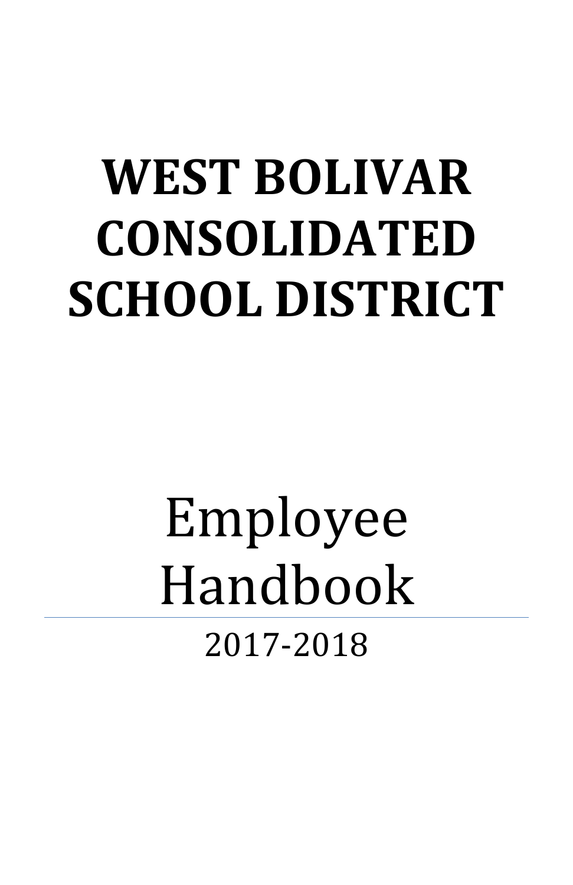# WEST BOLIVAR CONSOLIDATED SCHOOL DISTRICT

# Employee Handbook

2017-2018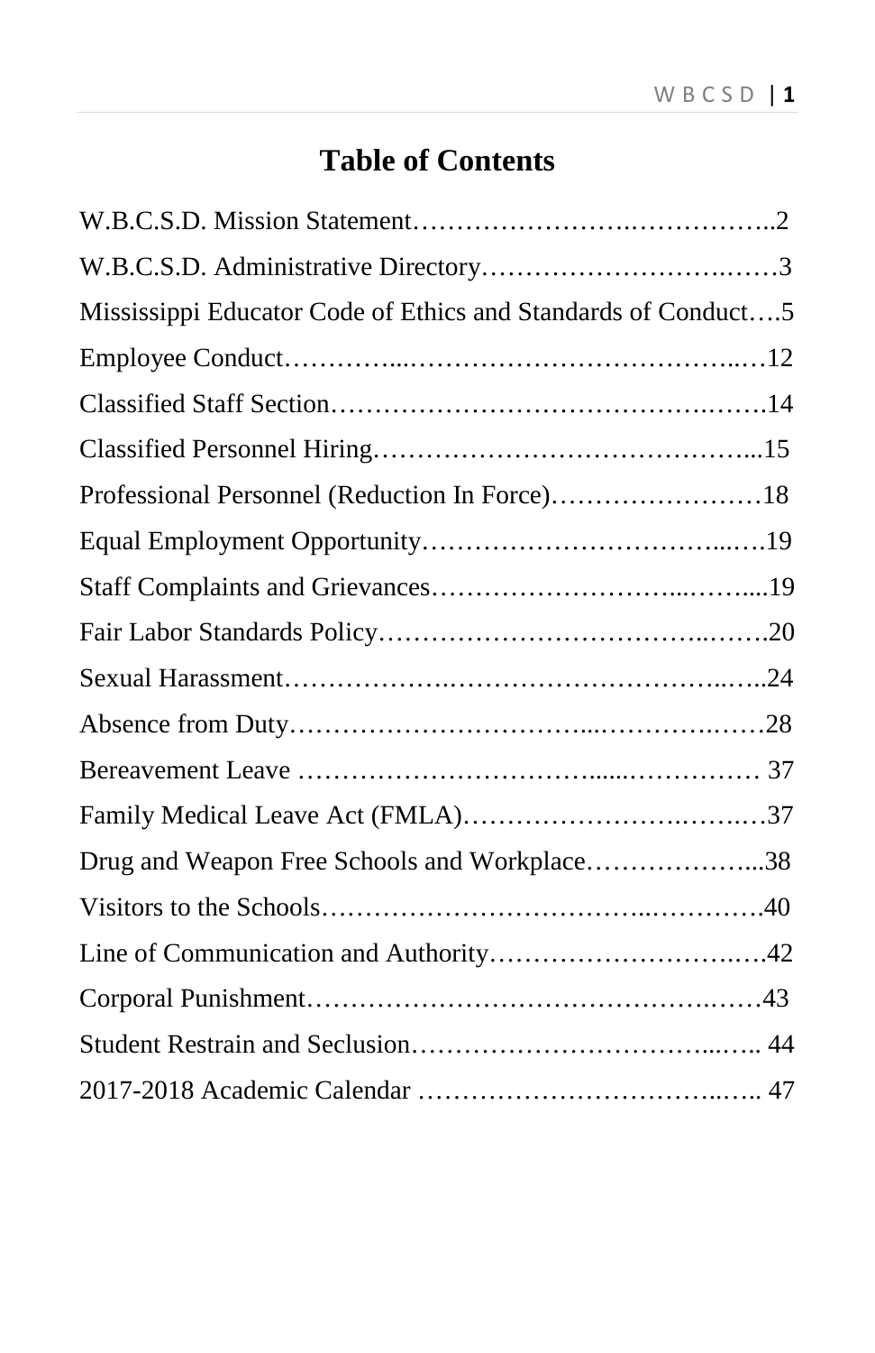# Table of Contents

W.B.C.S.D. Mission Statement……………………….……………..2

W.B.C.S.D. Administrative Directory……………………….……3

Mississippi Educator Code of Ethics and Standards of Conduct….5

Employee Conduct…………...…………………………………..…12

Classified Staff Section…………………………………….…….14

Classified Personnel Hiring…………………………………...15

Professional Personnel (Reduction In Force)……………………18

Equal Employment Opportunity…………………………...….19

Staff Complaints and Grievances………………………...……....19

Fair Labor Standards Policy……………………………..…….20

Sexual Harassment…………….…………………………..…..24

Absence from Duty…………………………...…………….……28

Bereavement Leave ……………………………......…………… 37

Family Medical Leave Act (FMLA)………………….…….…37

Drug and Weapon Free Schools and Workplace………………...38

Visitors to the Schools……………………………..………….40

Line of Communication and Authority…………………….….42

Corporal Punishment……………………………………….……43

Student Restrain and Seclusion……………………………...….. 44

2017-2018 Academic Calendar ……………………………..….. 47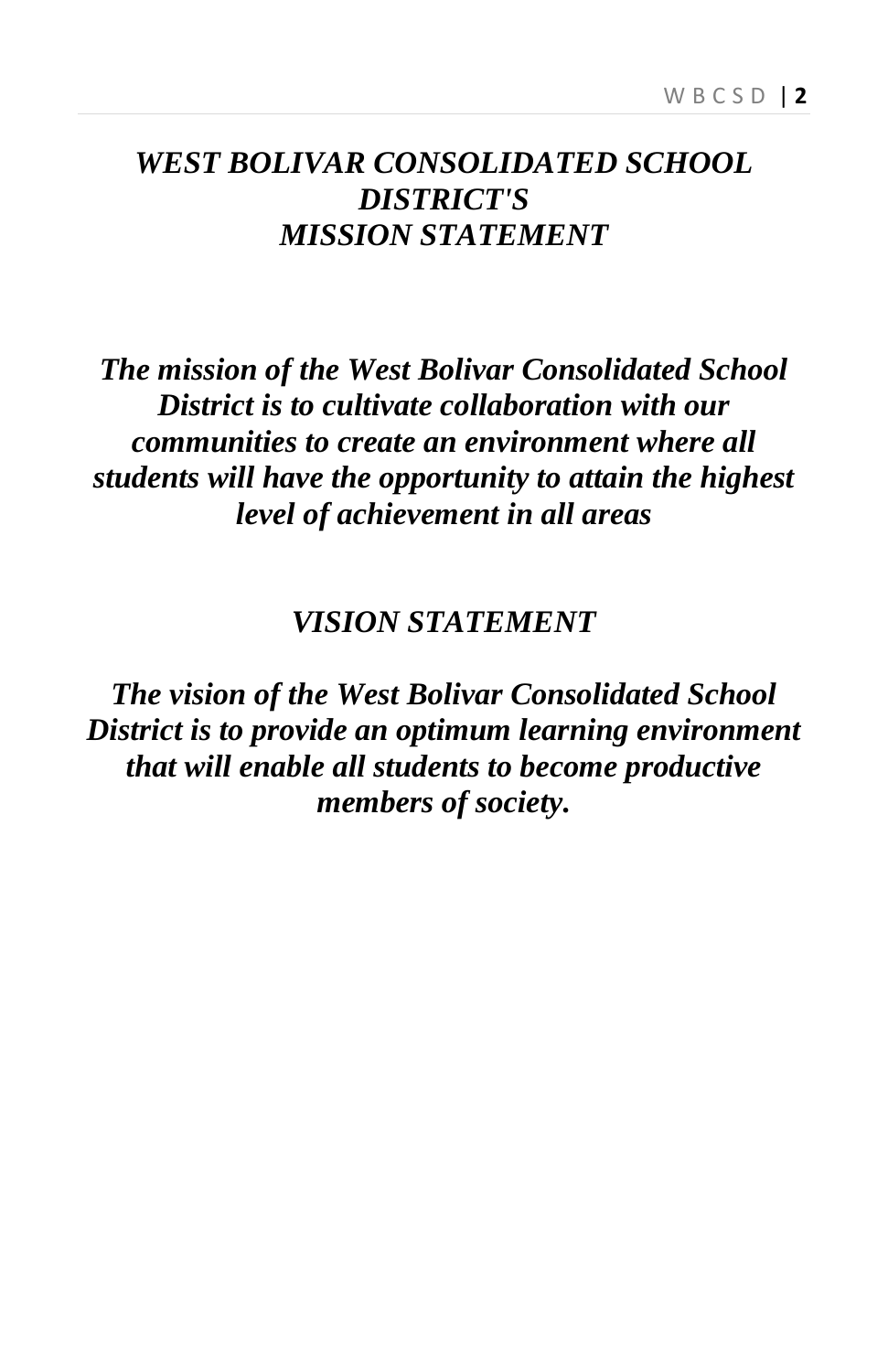# *WEST BOLIVAR CONSOLIDATED SCHOOL DISTRICT'S MISSION STATEMENT*

***The mission of the West Bolivar Consolidated School District is to cultivate collaboration with our communities to create an environment where all students will have the opportunity to attain the highest level of achievement in all areas***

## *VISION STATEMENT*

***The vision of the West Bolivar Consolidated School District is to provide an optimum learning environment that will enable all students to become productive members of society.***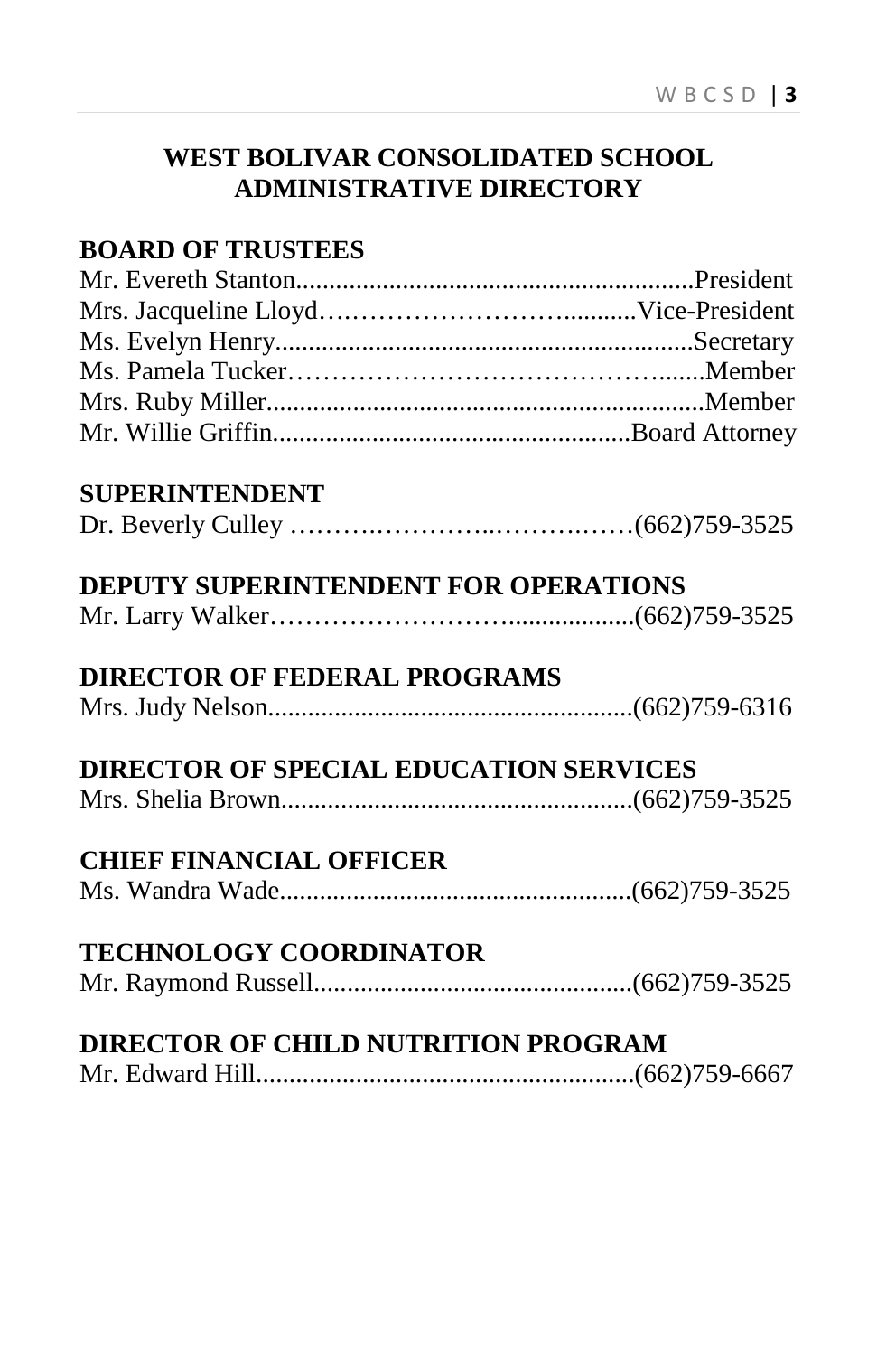## WEST BOLIVAR CONSOLIDATED SCHOOL ADMINISTRATIVE DIRECTORY

### BOARD OF TRUSTEES

Mr. Evereth Stanton............................................................President
Mrs. Jacqueline Lloyd…..……………………...........Vice-President
Ms. Evelyn Henry...............................................................Secretary
Ms. Pamela Tucker……………………………………........Member
Mrs. Ruby Miller..................................................................Member
Mr. Willie Griffin.....................................................Board Attorney

### SUPERINTENDENT

Dr. Beverly Culley ……….…………..……….……(662)759-3525

### DEPUTY SUPERINTENDENT FOR OPERATIONS

Mr. Larry Walker……………………….................(662)759-3525

### DIRECTOR OF FEDERAL PROGRAMS

Mrs. Judy Nelson.......................................................(662)759-6316

### DIRECTOR OF SPECIAL EDUCATION SERVICES

Mrs. Shelia Brown.....................................................(662)759-3525

### CHIEF FINANCIAL OFFICER

Ms. Wandra Wade.....................................................(662)759-3525

### TECHNOLOGY COORDINATOR

Mr. Raymond Russell................................................(662)759-3525

### DIRECTOR OF CHILD NUTRITION PROGRAM

Mr. Edward Hill.........................................................(662)759-6667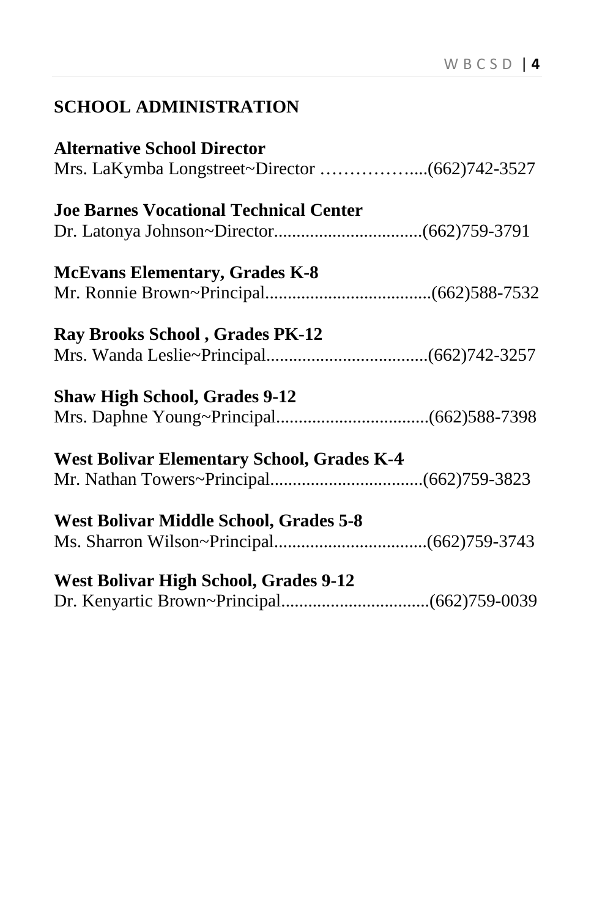## SCHOOL ADMINISTRATION

**Alternative School Director**
Mrs. LaKymba Longstreet~Director ……………....(662)742-3527

**Joe Barnes Vocational Technical Center**
Dr. Latonya Johnson~Director.................................(662)759-3791

**McEvans Elementary, Grades K-8**
Mr. Ronnie Brown~Principal....................................(662)588-7532

**Ray Brooks School , Grades PK-12**
Mrs. Wanda Leslie~Principal....................................(662)742-3257

**Shaw High School, Grades 9-12**
Mrs. Daphne Young~Principal..................................(662)588-7398

**West Bolivar Elementary School, Grades K-4**
Mr. Nathan Towers~Principal..................................(662)759-3823

**West Bolivar Middle School, Grades 5-8**
Ms. Sharron Wilson~Principal..................................(662)759-3743

**West Bolivar High School, Grades 9-12**
Dr. Kenyartic Brown~Principal.................................(662)759-0039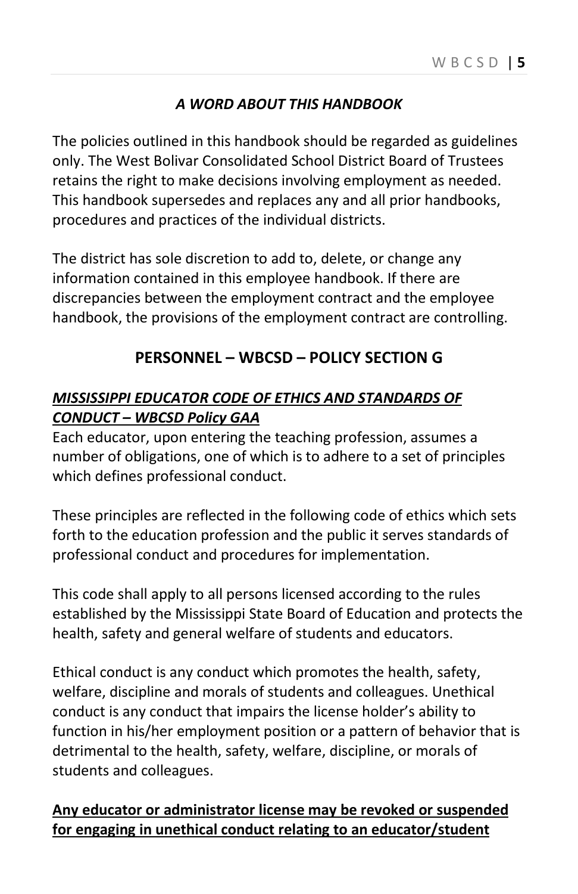### *A WORD ABOUT THIS HANDBOOK*

The policies outlined in this handbook should be regarded as guidelines only. The West Bolivar Consolidated School District Board of Trustees retains the right to make decisions involving employment as needed. This handbook supersedes and replaces any and all prior handbooks, procedures and practices of the individual districts.

The district has sole discretion to add to, delete, or change any information contained in this employee handbook. If there are discrepancies between the employment contract and the employee handbook, the provisions of the employment contract are controlling.

## PERSONNEL – WBCSD – POLICY SECTION G

### ***MISSISSIPPI EDUCATOR CODE OF ETHICS AND STANDARDS OF CONDUCT – WBCSD Policy GAA***

Each educator, upon entering the teaching profession, assumes a number of obligations, one of which is to adhere to a set of principles which defines professional conduct.

These principles are reflected in the following code of ethics which sets forth to the education profession and the public it serves standards of professional conduct and procedures for implementation.

This code shall apply to all persons licensed according to the rules established by the Mississippi State Board of Education and protects the health, safety and general welfare of students and educators.

Ethical conduct is any conduct which promotes the health, safety, welfare, discipline and morals of students and colleagues. Unethical conduct is any conduct that impairs the license holder's ability to function in his/her employment position or a pattern of behavior that is detrimental to the health, safety, welfare, discipline, or morals of students and colleagues.

**Any educator or administrator license may be revoked or suspended for engaging in unethical conduct relating to an educator/student**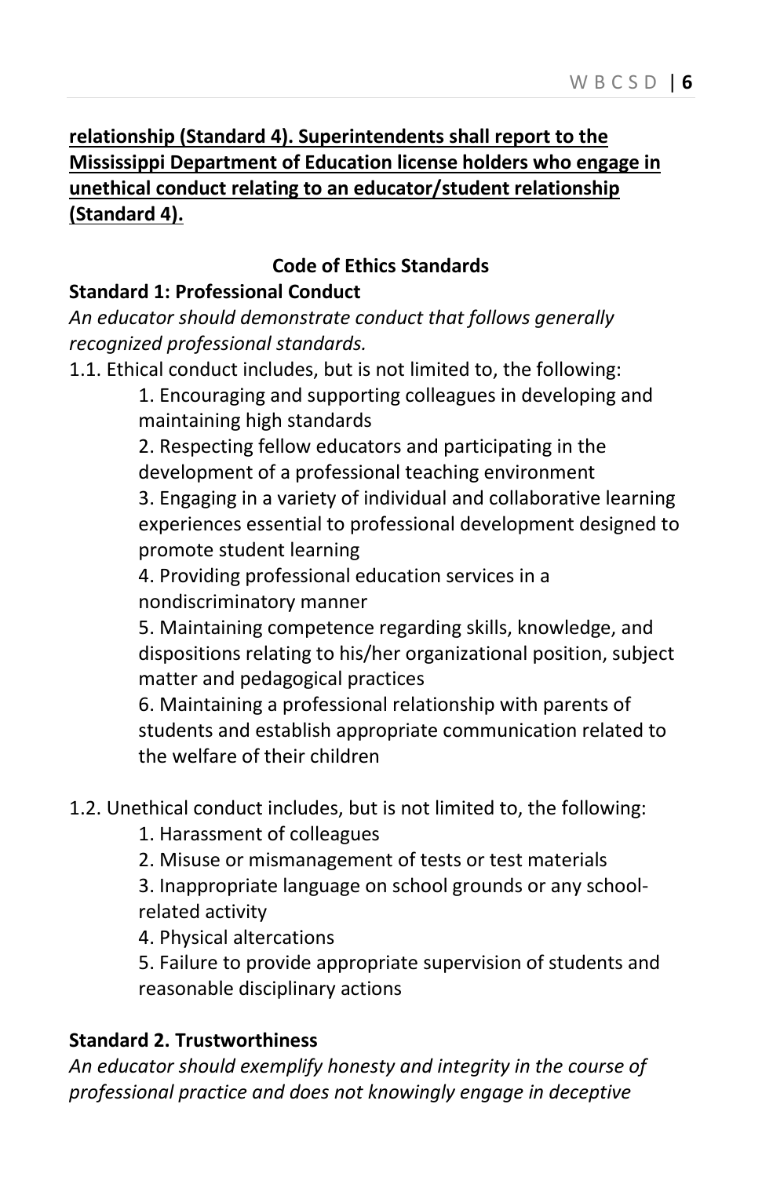**<u>relationship (Standard 4). Superintendents shall report to the Mississippi Department of Education license holders who engage in unethical conduct relating to an educator/student relationship (Standard 4).</u>**

**Code of Ethics Standards**

**Standard 1: Professional Conduct**

*An educator should demonstrate conduct that follows generally recognized professional standards.*

1.1. Ethical conduct includes, but is not limited to, the following:

1. Encouraging and supporting colleagues in developing and maintaining high standards
2. Respecting fellow educators and participating in the development of a professional teaching environment
3. Engaging in a variety of individual and collaborative learning experiences essential to professional development designed to promote student learning
4. Providing professional education services in a nondiscriminatory manner
5. Maintaining competence regarding skills, knowledge, and dispositions relating to his/her organizational position, subject matter and pedagogical practices
6. Maintaining a professional relationship with parents of students and establish appropriate communication related to the welfare of their children

1.2. Unethical conduct includes, but is not limited to, the following:

1. Harassment of colleagues
2. Misuse or mismanagement of tests or test materials
3. Inappropriate language on school grounds or any school-related activity
4. Physical altercations
5. Failure to provide appropriate supervision of students and reasonable disciplinary actions

**Standard 2. Trustworthiness**

*An educator should exemplify honesty and integrity in the course of professional practice and does not knowingly engage in deceptive*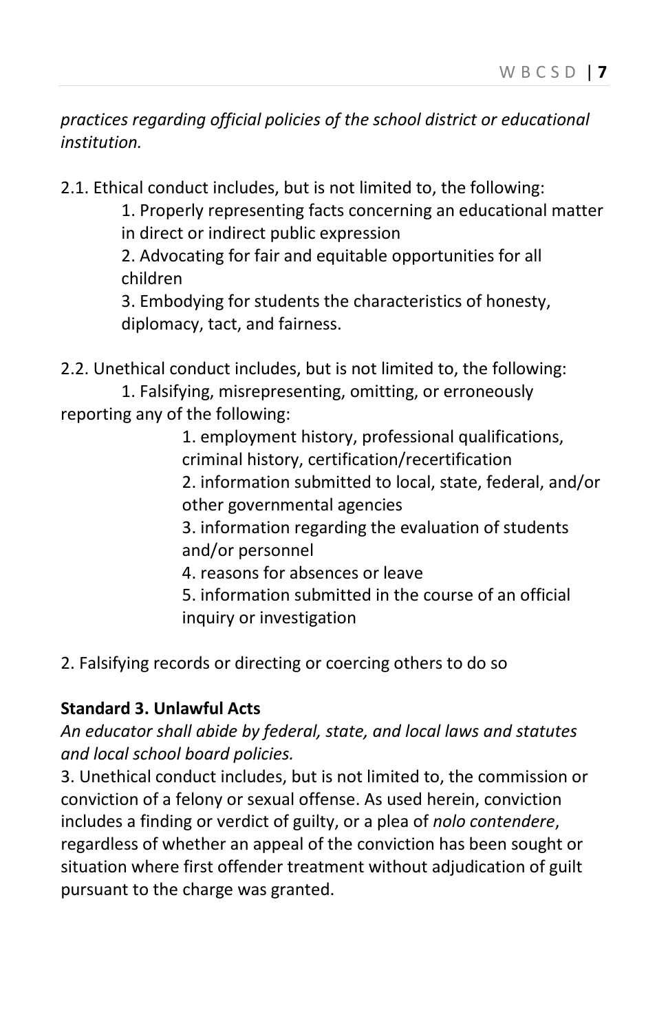*practices regarding official policies of the school district or educational institution.*

2.1. Ethical conduct includes, but is not limited to, the following:

1. Properly representing facts concerning an educational matter in direct or indirect public expression
2. Advocating for fair and equitable opportunities for all children
3. Embodying for students the characteristics of honesty, diplomacy, tact, and fairness.

2.2. Unethical conduct includes, but is not limited to, the following:

1. Falsifying, misrepresenting, omitting, or erroneously reporting any of the following:
    1. employment history, professional qualifications, criminal history, certification/recertification
    2. information submitted to local, state, federal, and/or other governmental agencies
    3. information regarding the evaluation of students and/or personnel
    4. reasons for absences or leave
    5. information submitted in the course of an official inquiry or investigation

2. Falsifying records or directing or coercing others to do so

**Standard 3. Unlawful Acts**

*An educator shall abide by federal, state, and local laws and statutes and local school board policies.*

3. Unethical conduct includes, but is not limited to, the commission or conviction of a felony or sexual offense. As used herein, conviction includes a finding or verdict of guilty, or a plea of *nolo contendere*, regardless of whether an appeal of the conviction has been sought or situation where first offender treatment without adjudication of guilt pursuant to the charge was granted.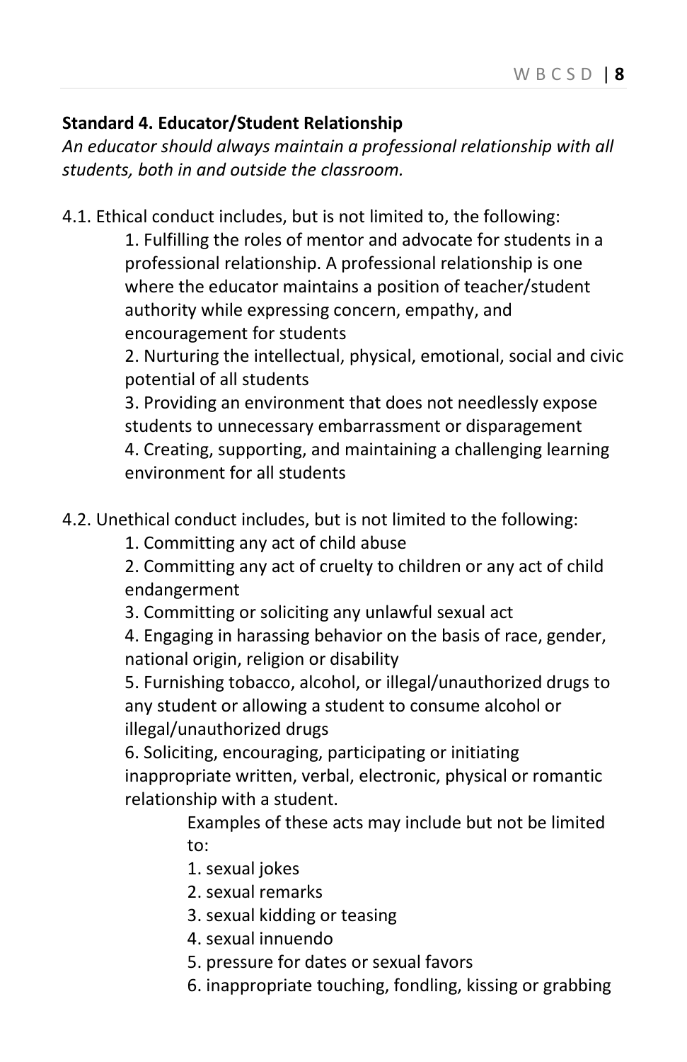**Standard 4. Educator/Student Relationship**

*An educator should always maintain a professional relationship with all students, both in and outside the classroom.*

4.1. Ethical conduct includes, but is not limited to, the following:

1. Fulfilling the roles of mentor and advocate for students in a professional relationship. A professional relationship is one where the educator maintains a position of teacher/student authority while expressing concern, empathy, and encouragement for students
2. Nurturing the intellectual, physical, emotional, social and civic potential of all students
3. Providing an environment that does not needlessly expose students to unnecessary embarrassment or disparagement
4. Creating, supporting, and maintaining a challenging learning environment for all students

4.2. Unethical conduct includes, but is not limited to the following:

1. Committing any act of child abuse
2. Committing any act of cruelty to children or any act of child endangerment
3. Committing or soliciting any unlawful sexual act
4. Engaging in harassing behavior on the basis of race, gender, national origin, religion or disability
5. Furnishing tobacco, alcohol, or illegal/unauthorized drugs to any student or allowing a student to consume alcohol or illegal/unauthorized drugs
6. Soliciting, encouraging, participating or initiating inappropriate written, verbal, electronic, physical or romantic relationship with a student.

   Examples of these acts may include but not be limited to:

   1. sexual jokes
   2. sexual remarks
   3. sexual kidding or teasing
   4. sexual innuendo
   5. pressure for dates or sexual favors
   6. inappropriate touching, fondling, kissing or grabbing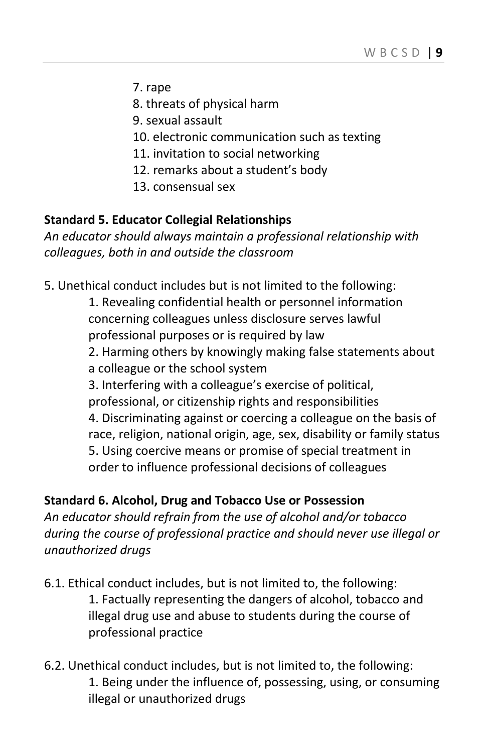7. rape
8. threats of physical harm
9. sexual assault
10. electronic communication such as texting
11. invitation to social networking
12. remarks about a student's body
13. consensual sex

**Standard 5. Educator Collegial Relationships**

*An educator should always maintain a professional relationship with colleagues, both in and outside the classroom*

5. Unethical conduct includes but is not limited to the following:

   1. Revealing confidential health or personnel information concerning colleagues unless disclosure serves lawful professional purposes or is required by law
   2. Harming others by knowingly making false statements about a colleague or the school system
   3. Interfering with a colleague's exercise of political, professional, or citizenship rights and responsibilities
   4. Discriminating against or coercing a colleague on the basis of race, religion, national origin, age, sex, disability or family status
   5. Using coercive means or promise of special treatment in order to influence professional decisions of colleagues

**Standard 6. Alcohol, Drug and Tobacco Use or Possession**

*An educator should refrain from the use of alcohol and/or tobacco during the course of professional practice and should never use illegal or unauthorized drugs*

6.1. Ethical conduct includes, but is not limited to, the following:

   1. Factually representing the dangers of alcohol, tobacco and illegal drug use and abuse to students during the course of professional practice

6.2. Unethical conduct includes, but is not limited to, the following:

   1. Being under the influence of, possessing, using, or consuming illegal or unauthorized drugs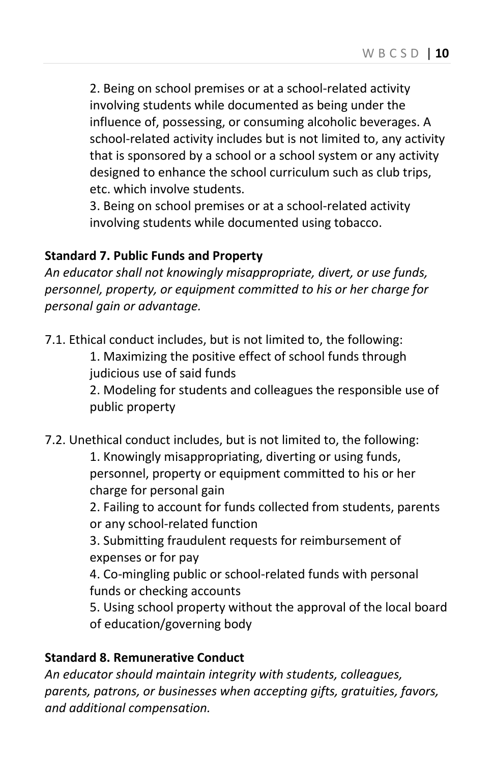2. Being on school premises or at a school-related activity involving students while documented as being under the influence of, possessing, or consuming alcoholic beverages. A school-related activity includes but is not limited to, any activity that is sponsored by a school or a school system or any activity designed to enhance the school curriculum such as club trips, etc. which involve students.
3. Being on school premises or at a school-related activity involving students while documented using tobacco.

**Standard 7. Public Funds and Property**

*An educator shall not knowingly misappropriate, divert, or use funds, personnel, property, or equipment committed to his or her charge for personal gain or advantage.*

7.1. Ethical conduct includes, but is not limited to, the following:

1. Maximizing the positive effect of school funds through judicious use of said funds
2. Modeling for students and colleagues the responsible use of public property

7.2. Unethical conduct includes, but is not limited to, the following:

1. Knowingly misappropriating, diverting or using funds, personnel, property or equipment committed to his or her charge for personal gain
2. Failing to account for funds collected from students, parents or any school-related function
3. Submitting fraudulent requests for reimbursement of expenses or for pay
4. Co-mingling public or school-related funds with personal funds or checking accounts
5. Using school property without the approval of the local board of education/governing body

**Standard 8. Remunerative Conduct**

*An educator should maintain integrity with students, colleagues, parents, patrons, or businesses when accepting gifts, gratuities, favors, and additional compensation.*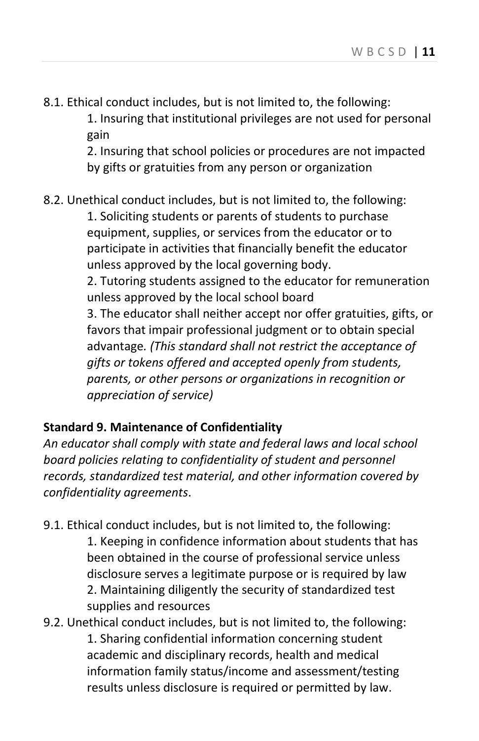8.1. Ethical conduct includes, but is not limited to, the following:

1. Insuring that institutional privileges are not used for personal gain
2. Insuring that school policies or procedures are not impacted by gifts or gratuities from any person or organization

8.2. Unethical conduct includes, but is not limited to, the following:

1. Soliciting students or parents of students to purchase equipment, supplies, or services from the educator or to participate in activities that financially benefit the educator unless approved by the local governing body.
2. Tutoring students assigned to the educator for remuneration unless approved by the local school board
3. The educator shall neither accept nor offer gratuities, gifts, or favors that impair professional judgment or to obtain special advantage*. (This standard shall not restrict the acceptance of gifts or tokens offered and accepted openly from students, parents, or other persons or organizations in recognition or appreciation of service)*

**Standard 9. Maintenance of Confidentiality**

*An educator shall comply with state and federal laws and local school board policies relating to confidentiality of student and personnel records, standardized test material, and other information covered by confidentiality agreements*.

9.1. Ethical conduct includes, but is not limited to, the following:

1. Keeping in confidence information about students that has been obtained in the course of professional service unless disclosure serves a legitimate purpose or is required by law
2. Maintaining diligently the security of standardized test supplies and resources

9.2. Unethical conduct includes, but is not limited to, the following:

1. Sharing confidential information concerning student academic and disciplinary records, health and medical information family status/income and assessment/testing results unless disclosure is required or permitted by law.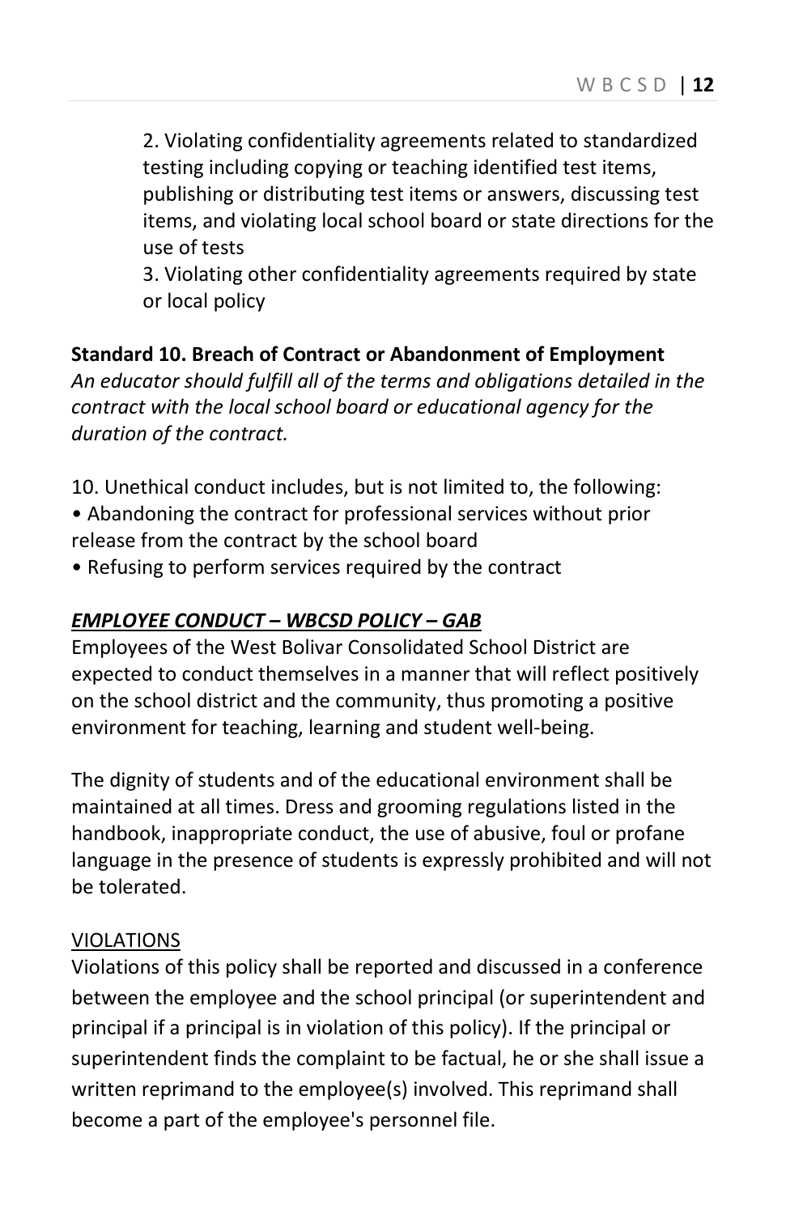2. Violating confidentiality agreements related to standardized testing including copying or teaching identified test items, publishing or distributing test items or answers, discussing test items, and violating local school board or state directions for the use of tests

3. Violating other confidentiality agreements required by state or local policy

**Standard 10. Breach of Contract or Abandonment of Employment**

*An educator should fulfill all of the terms and obligations detailed in the contract with the local school board or educational agency for the duration of the contract.*

10. Unethical conduct includes, but is not limited to, the following:

- Abandoning the contract for professional services without prior release from the contract by the school board
- Refusing to perform services required by the contract

***EMPLOYEE CONDUCT – WBCSD POLICY – GAB***

Employees of the West Bolivar Consolidated School District are expected to conduct themselves in a manner that will reflect positively on the school district and the community, thus promoting a positive environment for teaching, learning and student well-being.

The dignity of students and of the educational environment shall be maintained at all times. Dress and grooming regulations listed in the handbook, inappropriate conduct, the use of abusive, foul or profane language in the presence of students is expressly prohibited and will not be tolerated.

VIOLATIONS

Violations of this policy shall be reported and discussed in a conference between the employee and the school principal (or superintendent and principal if a principal is in violation of this policy). If the principal or superintendent finds the complaint to be factual, he or she shall issue a written reprimand to the employee(s) involved. This reprimand shall become a part of the employee's personnel file.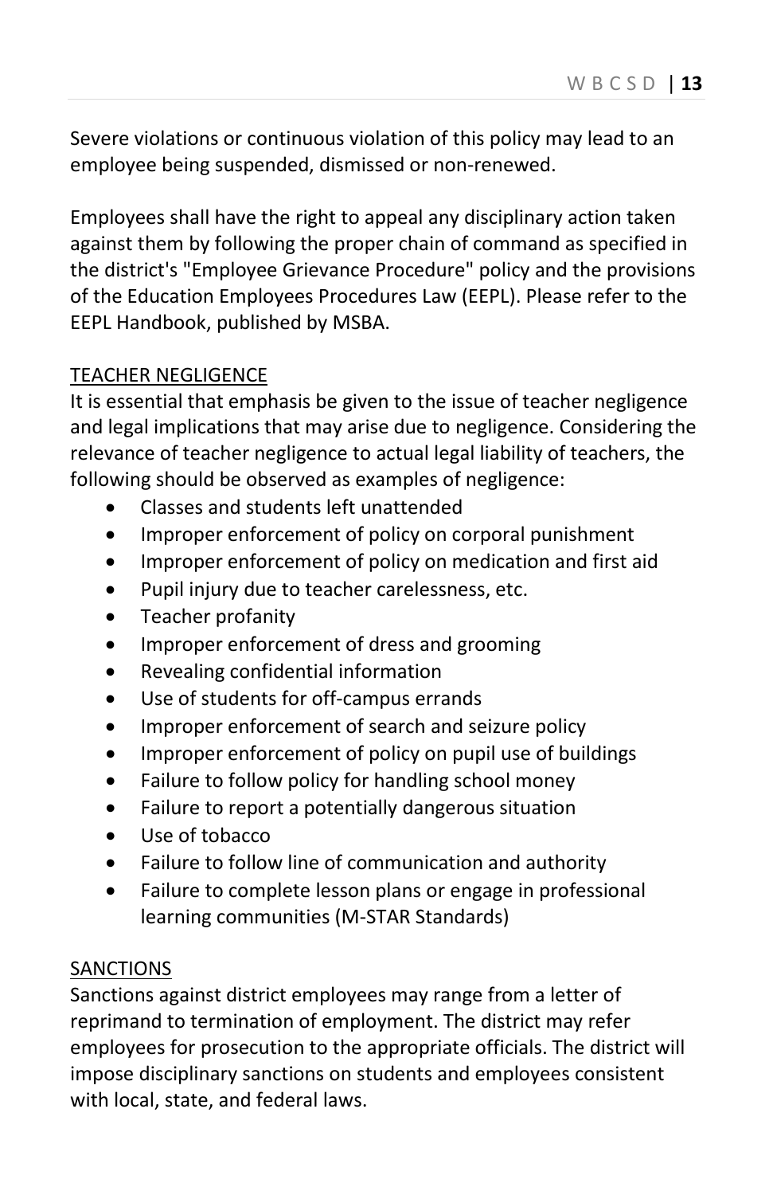Severe violations or continuous violation of this policy may lead to an employee being suspended, dismissed or non-renewed.

Employees shall have the right to appeal any disciplinary action taken against them by following the proper chain of command as specified in the district's "Employee Grievance Procedure" policy and the provisions of the Education Employees Procedures Law (EEPL). Please refer to the EEPL Handbook, published by MSBA.

## TEACHER NEGLIGENCE

It is essential that emphasis be given to the issue of teacher negligence and legal implications that may arise due to negligence. Considering the relevance of teacher negligence to actual legal liability of teachers, the following should be observed as examples of negligence:

- Classes and students left unattended
- Improper enforcement of policy on corporal punishment
- Improper enforcement of policy on medication and first aid
- Pupil injury due to teacher carelessness, etc.
- Teacher profanity
- Improper enforcement of dress and grooming
- Revealing confidential information
- Use of students for off-campus errands
- Improper enforcement of search and seizure policy
- Improper enforcement of policy on pupil use of buildings
- Failure to follow policy for handling school money
- Failure to report a potentially dangerous situation
- Use of tobacco
- Failure to follow line of communication and authority
- Failure to complete lesson plans or engage in professional learning communities (M-STAR Standards)

## SANCTIONS

Sanctions against district employees may range from a letter of reprimand to termination of employment. The district may refer employees for prosecution to the appropriate officials. The district will impose disciplinary sanctions on students and employees consistent with local, state, and federal laws.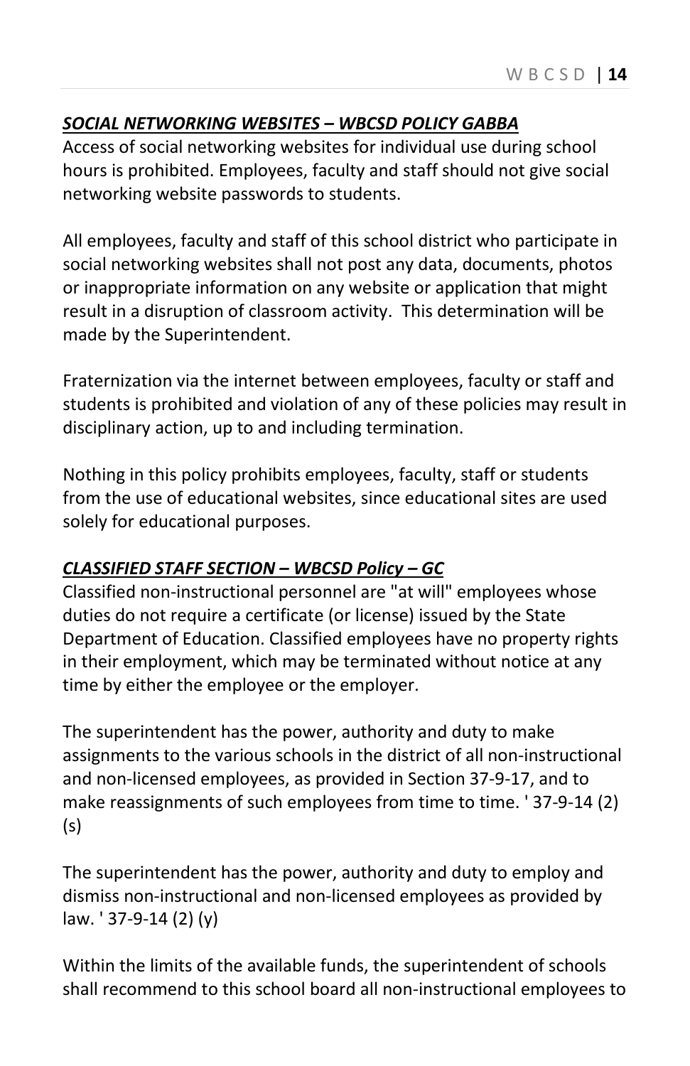***SOCIAL NETWORKING WEBSITES – WBCSD POLICY GABBA***

Access of social networking websites for individual use during school hours is prohibited. Employees, faculty and staff should not give social networking website passwords to students.

All employees, faculty and staff of this school district who participate in social networking websites shall not post any data, documents, photos or inappropriate information on any website or application that might result in a disruption of classroom activity. This determination will be made by the Superintendent.

Fraternization via the internet between employees, faculty or staff and students is prohibited and violation of any of these policies may result in disciplinary action, up to and including termination.

Nothing in this policy prohibits employees, faculty, staff or students from the use of educational websites, since educational sites are used solely for educational purposes.

***CLASSIFIED STAFF SECTION – WBCSD Policy – GC***

Classified non-instructional personnel are "at will" employees whose duties do not require a certificate (or license) issued by the State Department of Education. Classified employees have no property rights in their employment, which may be terminated without notice at any time by either the employee or the employer.

The superintendent has the power, authority and duty to make assignments to the various schools in the district of all non-instructional and non-licensed employees, as provided in Section 37-9-17, and to make reassignments of such employees from time to time. ' 37-9-14 (2) (s)

The superintendent has the power, authority and duty to employ and dismiss non-instructional and non-licensed employees as provided by law. ' 37-9-14 (2) (y)

Within the limits of the available funds, the superintendent of schools shall recommend to this school board all non-instructional employees to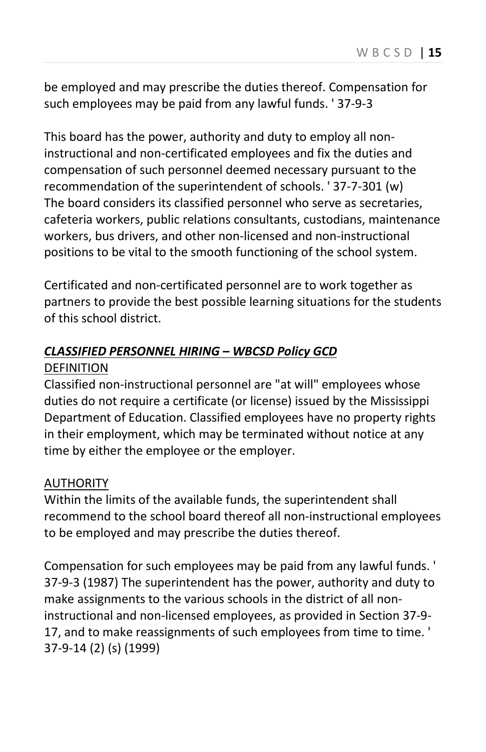be employed and may prescribe the duties thereof. Compensation for such employees may be paid from any lawful funds. ' 37-9-3

This board has the power, authority and duty to employ all non-instructional and non-certificated employees and fix the duties and compensation of such personnel deemed necessary pursuant to the recommendation of the superintendent of schools. ' 37-7-301 (w)
The board considers its classified personnel who serve as secretaries, cafeteria workers, public relations consultants, custodians, maintenance workers, bus drivers, and other non-licensed and non-instructional positions to be vital to the smooth functioning of the school system.

Certificated and non-certificated personnel are to work together as partners to provide the best possible learning situations for the students of this school district.

***<u>CLASSIFIED PERSONNEL HIRING – WBCSD Policy GCD</u>***

<u>DEFINITION</u>

Classified non-instructional personnel are "at will" employees whose duties do not require a certificate (or license) issued by the Mississippi Department of Education. Classified employees have no property rights in their employment, which may be terminated without notice at any time by either the employee or the employer.

<u>AUTHORITY</u>

Within the limits of the available funds, the superintendent shall recommend to the school board thereof all non-instructional employees to be employed and may prescribe the duties thereof.

Compensation for such employees may be paid from any lawful funds. ' 37-9-3 (1987) The superintendent has the power, authority and duty to make assignments to the various schools in the district of all non-instructional and non-licensed employees, as provided in Section 37-9-17, and to make reassignments of such employees from time to time. ' 37-9-14 (2) (s) (1999)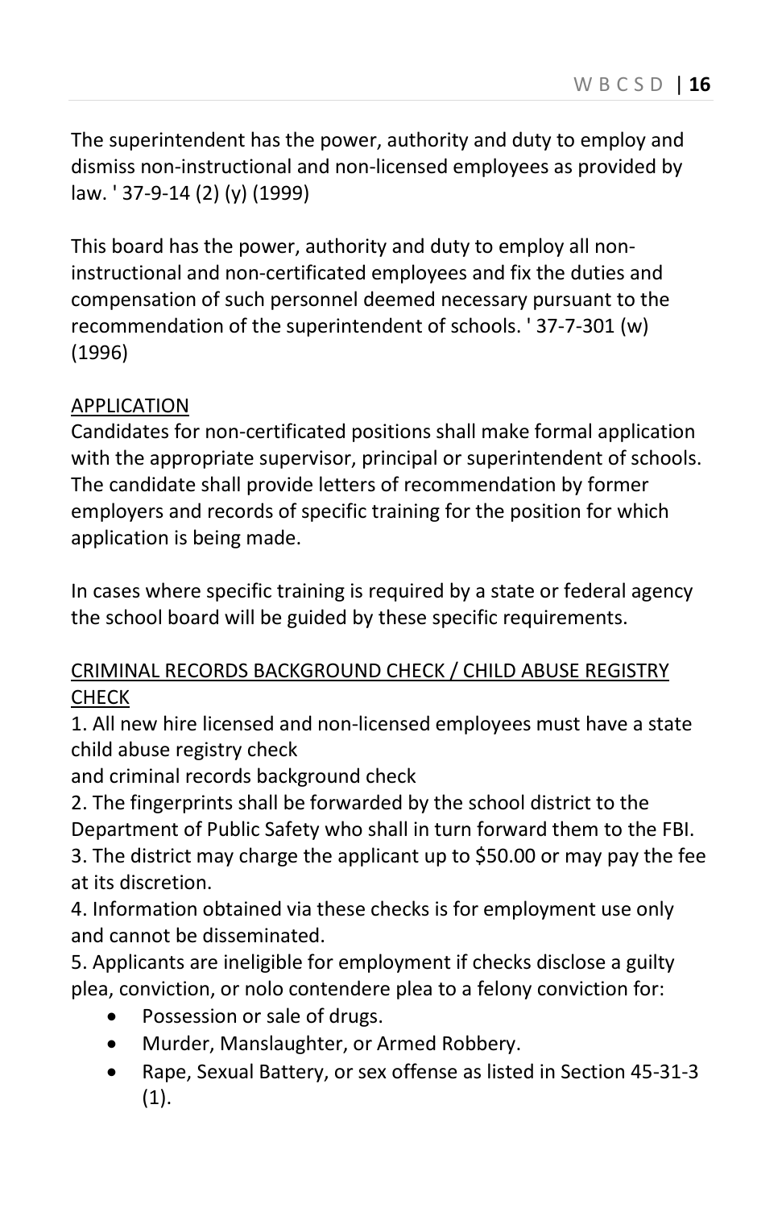The superintendent has the power, authority and duty to employ and dismiss non-instructional and non-licensed employees as provided by law. ' 37-9-14 (2) (y) (1999)

This board has the power, authority and duty to employ all non-instructional and non-certificated employees and fix the duties and compensation of such personnel deemed necessary pursuant to the recommendation of the superintendent of schools. ' 37-7-301 (w) (1996)

<u>APPLICATION</u>

Candidates for non-certificated positions shall make formal application with the appropriate supervisor, principal or superintendent of schools. The candidate shall provide letters of recommendation by former employers and records of specific training for the position for which application is being made.

In cases where specific training is required by a state or federal agency the school board will be guided by these specific requirements.

<u>CRIMINAL RECORDS BACKGROUND CHECK / CHILD ABUSE REGISTRY CHECK</u>

1. All new hire licensed and non-licensed employees must have a state child abuse registry check
and criminal records background check
2. The fingerprints shall be forwarded by the school district to the Department of Public Safety who shall in turn forward them to the FBI.
3. The district may charge the applicant up to $50.00 or may pay the fee at its discretion.
4. Information obtained via these checks is for employment use only and cannot be disseminated.
5. Applicants are ineligible for employment if checks disclose a guilty plea, conviction, or nolo contendere plea to a felony conviction for:
    - Possession or sale of drugs.
    - Murder, Manslaughter, or Armed Robbery.
    - Rape, Sexual Battery, or sex offense as listed in Section 45-31-3 (1).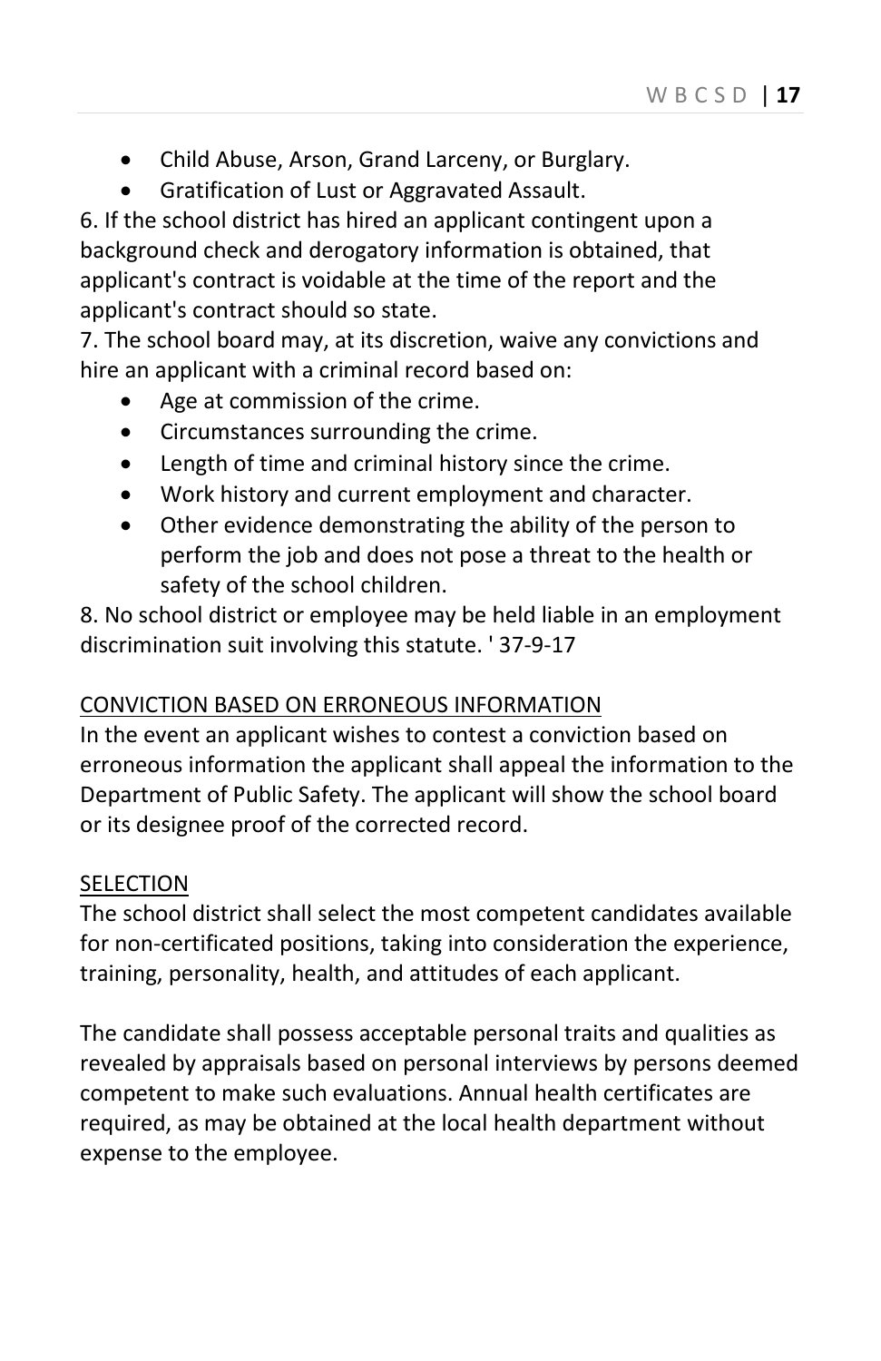- Child Abuse, Arson, Grand Larceny, or Burglary.
- Gratification of Lust or Aggravated Assault.

6. If the school district has hired an applicant contingent upon a background check and derogatory information is obtained, that applicant's contract is voidable at the time of the report and the applicant's contract should so state.
7. The school board may, at its discretion, waive any convictions and hire an applicant with a criminal record based on:
   - Age at commission of the crime.
   - Circumstances surrounding the crime.
   - Length of time and criminal history since the crime.
   - Work history and current employment and character.
   - Other evidence demonstrating the ability of the person to perform the job and does not pose a threat to the health or safety of the school children.
8. No school district or employee may be held liable in an employment discrimination suit involving this statute. ' 37-9-17

<u>CONVICTION BASED ON ERRONEOUS INFORMATION</u>

In the event an applicant wishes to contest a conviction based on erroneous information the applicant shall appeal the information to the Department of Public Safety. The applicant will show the school board or its designee proof of the corrected record.

<u>SELECTION</u>

The school district shall select the most competent candidates available for non-certificated positions, taking into consideration the experience, training, personality, health, and attitudes of each applicant.

The candidate shall possess acceptable personal traits and qualities as revealed by appraisals based on personal interviews by persons deemed competent to make such evaluations. Annual health certificates are required, as may be obtained at the local health department without expense to the employee.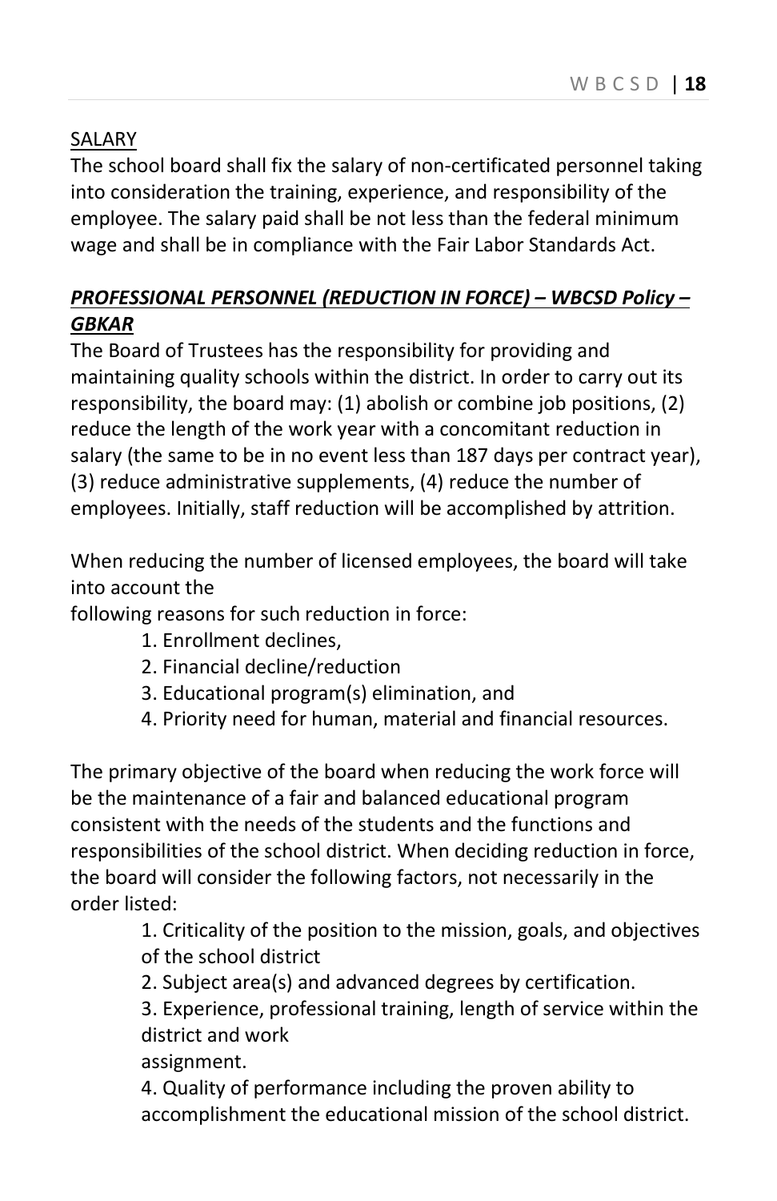SALARY

The school board shall fix the salary of non-certificated personnel taking into consideration the training, experience, and responsibility of the employee. The salary paid shall be not less than the federal minimum wage and shall be in compliance with the Fair Labor Standards Act.

## ***PROFESSIONAL PERSONNEL (REDUCTION IN FORCE) – WBCSD Policy – GBKAR***

The Board of Trustees has the responsibility for providing and maintaining quality schools within the district. In order to carry out its responsibility, the board may: (1) abolish or combine job positions, (2) reduce the length of the work year with a concomitant reduction in salary (the same to be in no event less than 187 days per contract year), (3) reduce administrative supplements, (4) reduce the number of employees. Initially, staff reduction will be accomplished by attrition.

When reducing the number of licensed employees, the board will take into account the
following reasons for such reduction in force:

1. Enrollment declines,
2. Financial decline/reduction
3. Educational program(s) elimination, and
4. Priority need for human, material and financial resources.

The primary objective of the board when reducing the work force will be the maintenance of a fair and balanced educational program consistent with the needs of the students and the functions and responsibilities of the school district. When deciding reduction in force, the board will consider the following factors, not necessarily in the order listed:

1. Criticality of the position to the mission, goals, and objectives of the school district
2. Subject area(s) and advanced degrees by certification.
3. Experience, professional training, length of service within the district and work
   assignment.
4. Quality of performance including the proven ability to accomplishment the educational mission of the school district.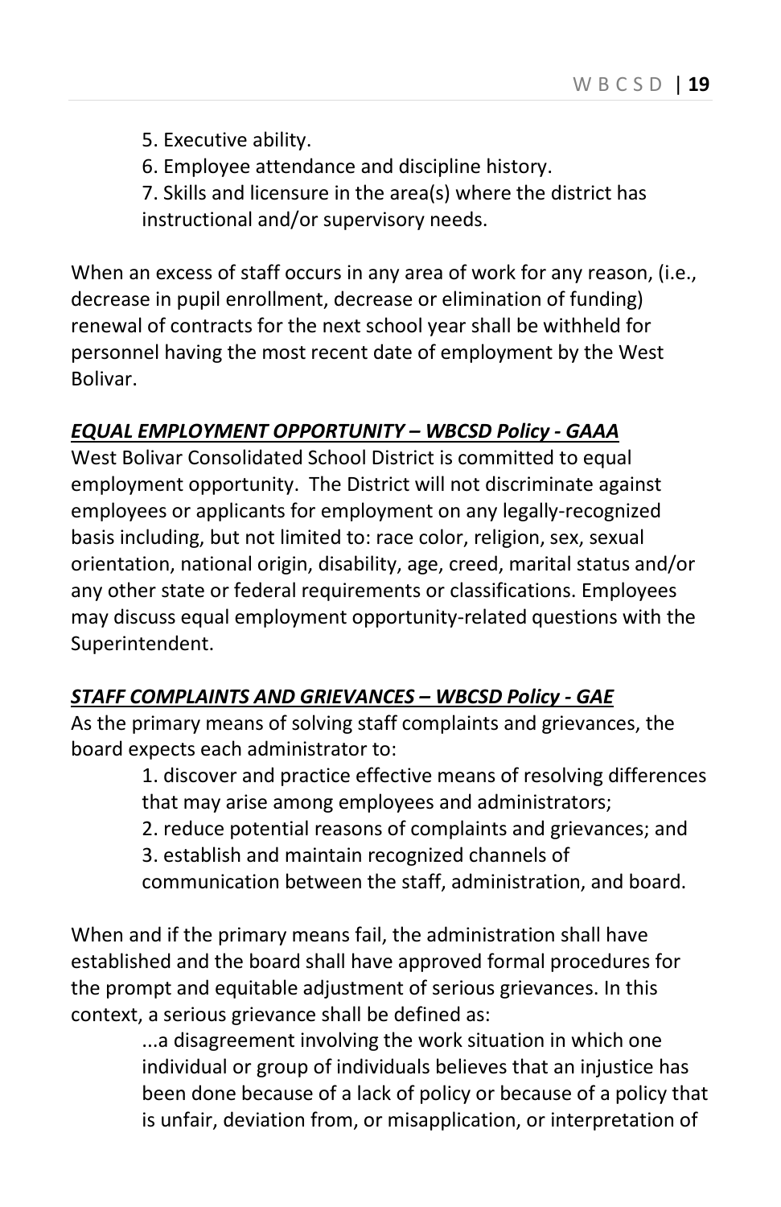5. Executive ability.
6. Employee attendance and discipline history.
7. Skills and licensure in the area(s) where the district has instructional and/or supervisory needs.

When an excess of staff occurs in any area of work for any reason, (i.e., decrease in pupil enrollment, decrease or elimination of funding) renewal of contracts for the next school year shall be withheld for personnel having the most recent date of employment by the West Bolivar.

***EQUAL EMPLOYMENT OPPORTUNITY – WBCSD Policy - GAAA***

West Bolivar Consolidated School District is committed to equal employment opportunity. The District will not discriminate against employees or applicants for employment on any legally-recognized basis including, but not limited to: race color, religion, sex, sexual orientation, national origin, disability, age, creed, marital status and/or any other state or federal requirements or classifications. Employees may discuss equal employment opportunity-related questions with the Superintendent.

***STAFF COMPLAINTS AND GRIEVANCES – WBCSD Policy - GAE***

As the primary means of solving staff complaints and grievances, the board expects each administrator to:

1. discover and practice effective means of resolving differences that may arise among employees and administrators;
2. reduce potential reasons of complaints and grievances; and
3. establish and maintain recognized channels of communication between the staff, administration, and board.

When and if the primary means fail, the administration shall have established and the board shall have approved formal procedures for the prompt and equitable adjustment of serious grievances. In this context, a serious grievance shall be defined as:

> ...a disagreement involving the work situation in which one individual or group of individuals believes that an injustice has been done because of a lack of policy or because of a policy that is unfair, deviation from, or misapplication, or interpretation of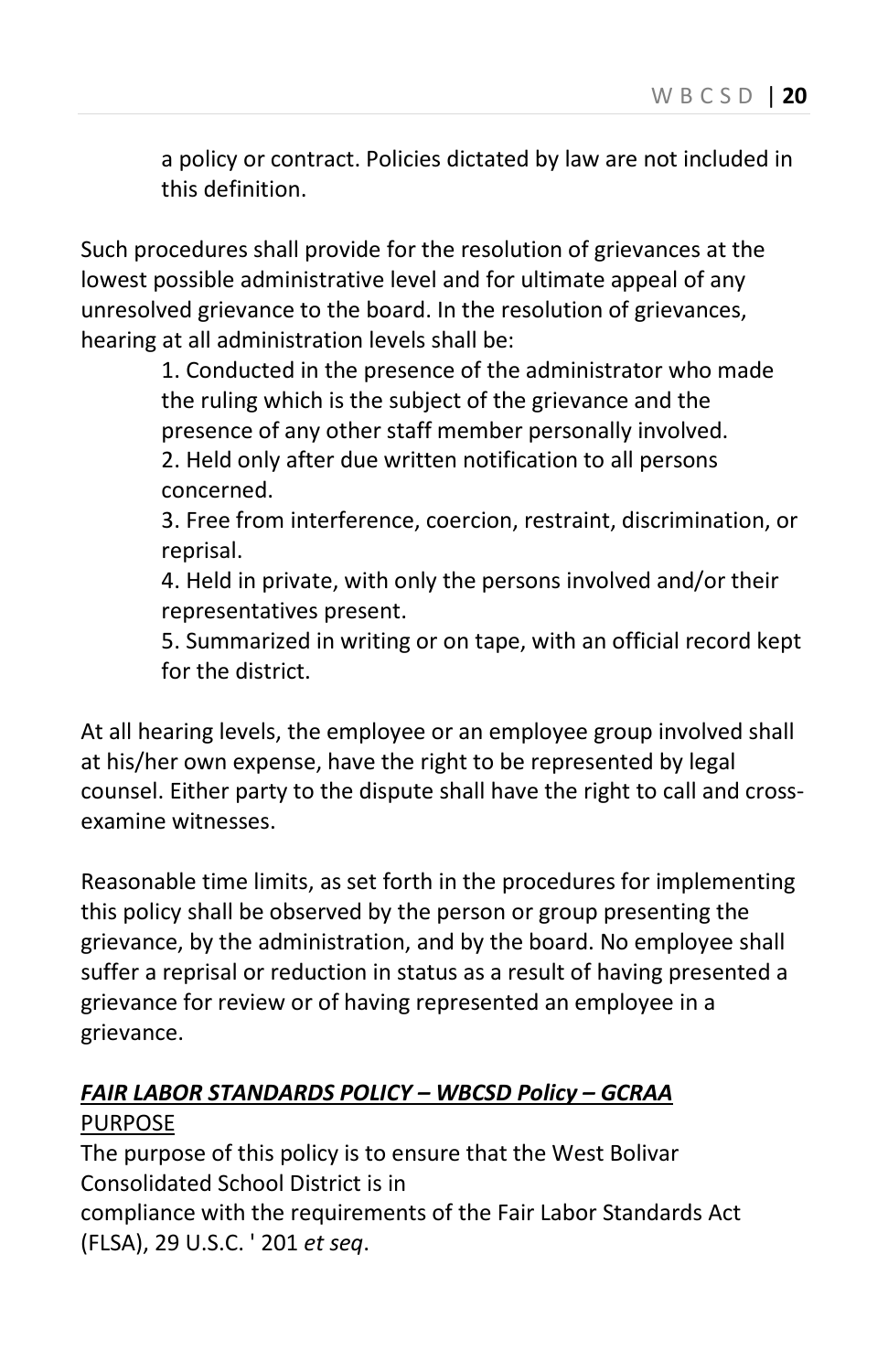a policy or contract. Policies dictated by law are not included in this definition.

Such procedures shall provide for the resolution of grievances at the lowest possible administrative level and for ultimate appeal of any unresolved grievance to the board. In the resolution of grievances, hearing at all administration levels shall be:

1. Conducted in the presence of the administrator who made the ruling which is the subject of the grievance and the presence of any other staff member personally involved.
2. Held only after due written notification to all persons concerned.
3. Free from interference, coercion, restraint, discrimination, or reprisal.
4. Held in private, with only the persons involved and/or their representatives present.
5. Summarized in writing or on tape, with an official record kept for the district.

At all hearing levels, the employee or an employee group involved shall at his/her own expense, have the right to be represented by legal counsel. Either party to the dispute shall have the right to call and cross-examine witnesses.

Reasonable time limits, as set forth in the procedures for implementing this policy shall be observed by the person or group presenting the grievance, by the administration, and by the board. No employee shall suffer a reprisal or reduction in status as a result of having presented a grievance for review or of having represented an employee in a grievance.

### ***FAIR LABOR STANDARDS POLICY – WBCSD Policy – GCRAA***

PURPOSE

The purpose of this policy is to ensure that the West Bolivar Consolidated School District is in compliance with the requirements of the Fair Labor Standards Act (FLSA), 29 U.S.C. ' 201 *et seq*.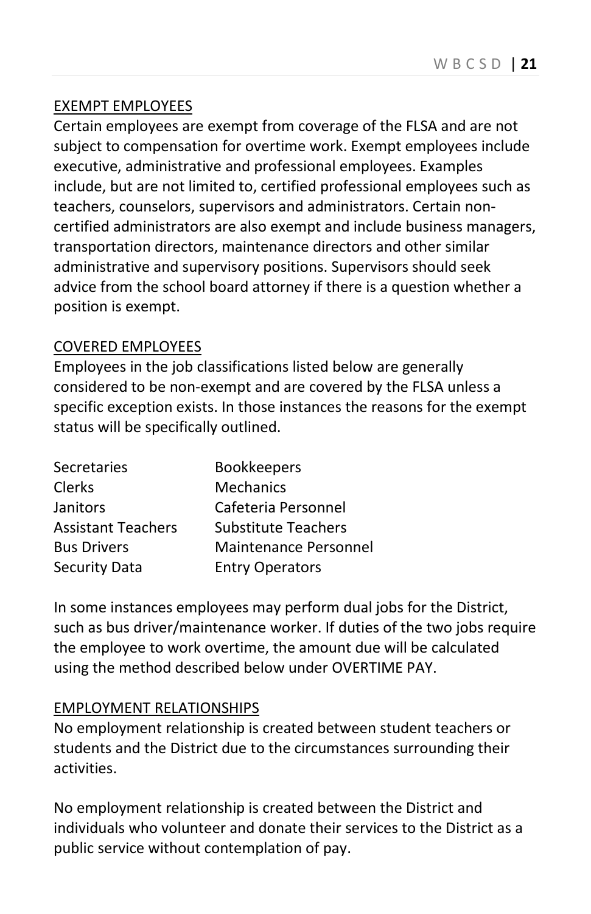## EXEMPT EMPLOYEES

Certain employees are exempt from coverage of the FLSA and are not subject to compensation for overtime work. Exempt employees include executive, administrative and professional employees. Examples include, but are not limited to, certified professional employees such as teachers, counselors, supervisors and administrators. Certain non-certified administrators are also exempt and include business managers, transportation directors, maintenance directors and other similar administrative and supervisory positions. Supervisors should seek advice from the school board attorney if there is a question whether a position is exempt.

## COVERED EMPLOYEES

Employees in the job classifications listed below are generally considered to be non-exempt and are covered by the FLSA unless a specific exception exists. In those instances the reasons for the exempt status will be specifically outlined.

| | |
|---|---|
| Secretaries | Bookkeepers |
| Clerks | Mechanics |
| Janitors | Cafeteria Personnel |
| Assistant Teachers | Substitute Teachers |
| Bus Drivers | Maintenance Personnel |
| Security Data | Entry Operators |

In some instances employees may perform dual jobs for the District, such as bus driver/maintenance worker. If duties of the two jobs require the employee to work overtime, the amount due will be calculated using the method described below under OVERTIME PAY.

## EMPLOYMENT RELATIONSHIPS

No employment relationship is created between student teachers or students and the District due to the circumstances surrounding their activities.

No employment relationship is created between the District and individuals who volunteer and donate their services to the District as a public service without contemplation of pay.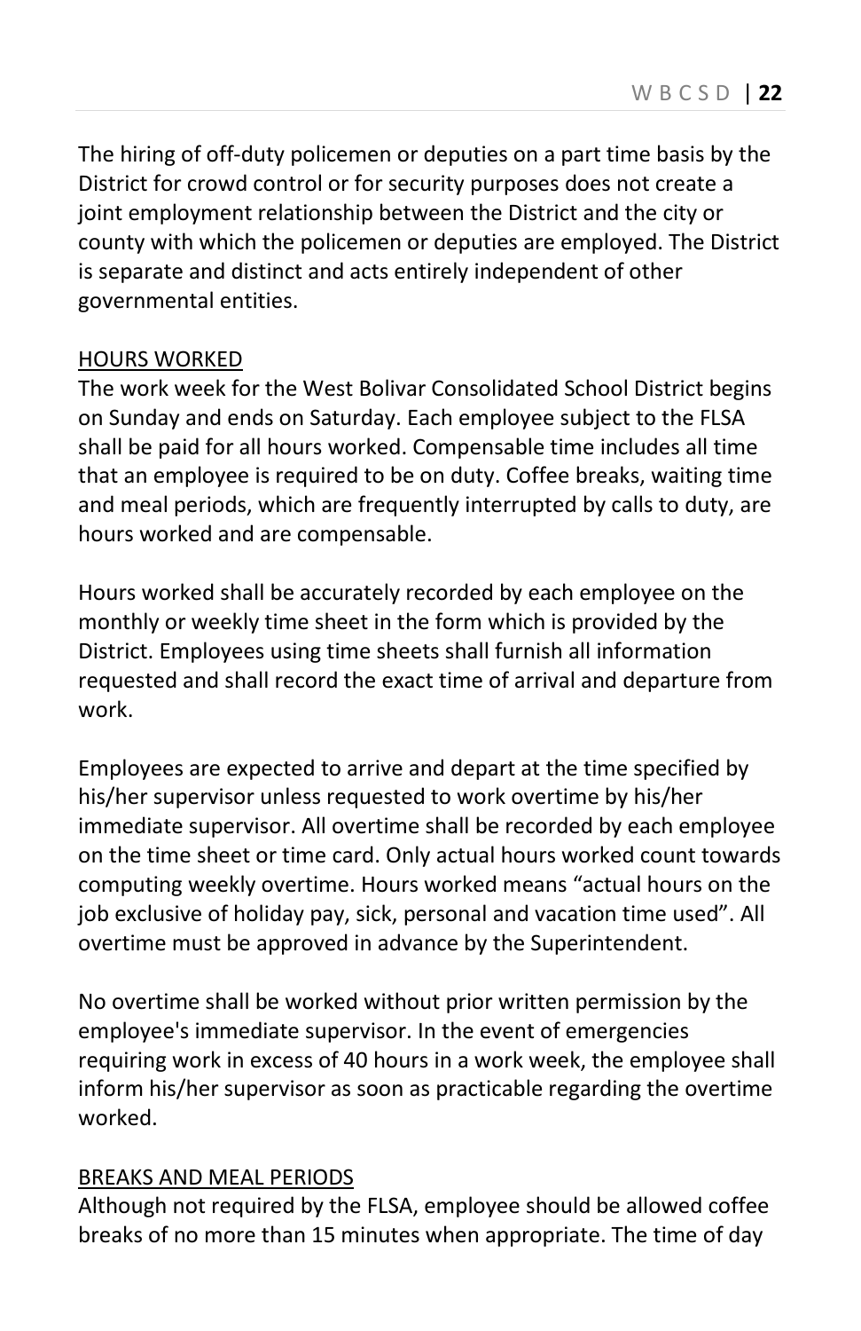The hiring of off-duty policemen or deputies on a part time basis by the District for crowd control or for security purposes does not create a joint employment relationship between the District and the city or county with which the policemen or deputies are employed. The District is separate and distinct and acts entirely independent of other governmental entities.

## HOURS WORKED

The work week for the West Bolivar Consolidated School District begins on Sunday and ends on Saturday. Each employee subject to the FLSA shall be paid for all hours worked. Compensable time includes all time that an employee is required to be on duty. Coffee breaks, waiting time and meal periods, which are frequently interrupted by calls to duty, are hours worked and are compensable.

Hours worked shall be accurately recorded by each employee on the monthly or weekly time sheet in the form which is provided by the District. Employees using time sheets shall furnish all information requested and shall record the exact time of arrival and departure from work.

Employees are expected to arrive and depart at the time specified by his/her supervisor unless requested to work overtime by his/her immediate supervisor. All overtime shall be recorded by each employee on the time sheet or time card. Only actual hours worked count towards computing weekly overtime. Hours worked means "actual hours on the job exclusive of holiday pay, sick, personal and vacation time used". All overtime must be approved in advance by the Superintendent.

No overtime shall be worked without prior written permission by the employee's immediate supervisor. In the event of emergencies requiring work in excess of 40 hours in a work week, the employee shall inform his/her supervisor as soon as practicable regarding the overtime worked.

## BREAKS AND MEAL PERIODS

Although not required by the FLSA, employee should be allowed coffee breaks of no more than 15 minutes when appropriate. The time of day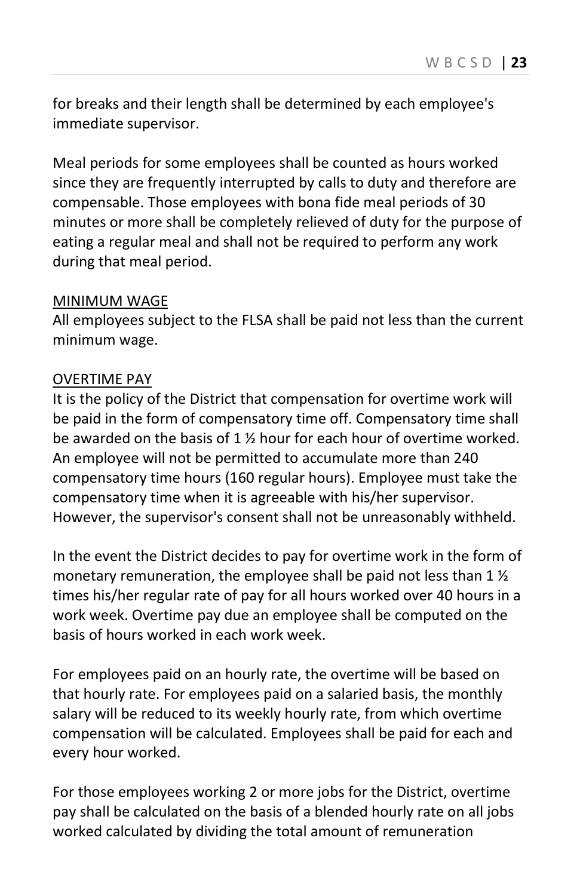for breaks and their length shall be determined by each employee's immediate supervisor.

Meal periods for some employees shall be counted as hours worked since they are frequently interrupted by calls to duty and therefore are compensable. Those employees with bona fide meal periods of 30 minutes or more shall be completely relieved of duty for the purpose of eating a regular meal and shall not be required to perform any work during that meal period.

MINIMUM WAGE

All employees subject to the FLSA shall be paid not less than the current minimum wage.

OVERTIME PAY

It is the policy of the District that compensation for overtime work will be paid in the form of compensatory time off. Compensatory time shall be awarded on the basis of 1 ½ hour for each hour of overtime worked. An employee will not be permitted to accumulate more than 240 compensatory time hours (160 regular hours). Employee must take the compensatory time when it is agreeable with his/her supervisor. However, the supervisor's consent shall not be unreasonably withheld.

In the event the District decides to pay for overtime work in the form of monetary remuneration, the employee shall be paid not less than 1 ½ times his/her regular rate of pay for all hours worked over 40 hours in a work week. Overtime pay due an employee shall be computed on the basis of hours worked in each work week.

For employees paid on an hourly rate, the overtime will be based on that hourly rate. For employees paid on a salaried basis, the monthly salary will be reduced to its weekly hourly rate, from which overtime compensation will be calculated. Employees shall be paid for each and every hour worked.

For those employees working 2 or more jobs for the District, overtime pay shall be calculated on the basis of a blended hourly rate on all jobs worked calculated by dividing the total amount of remuneration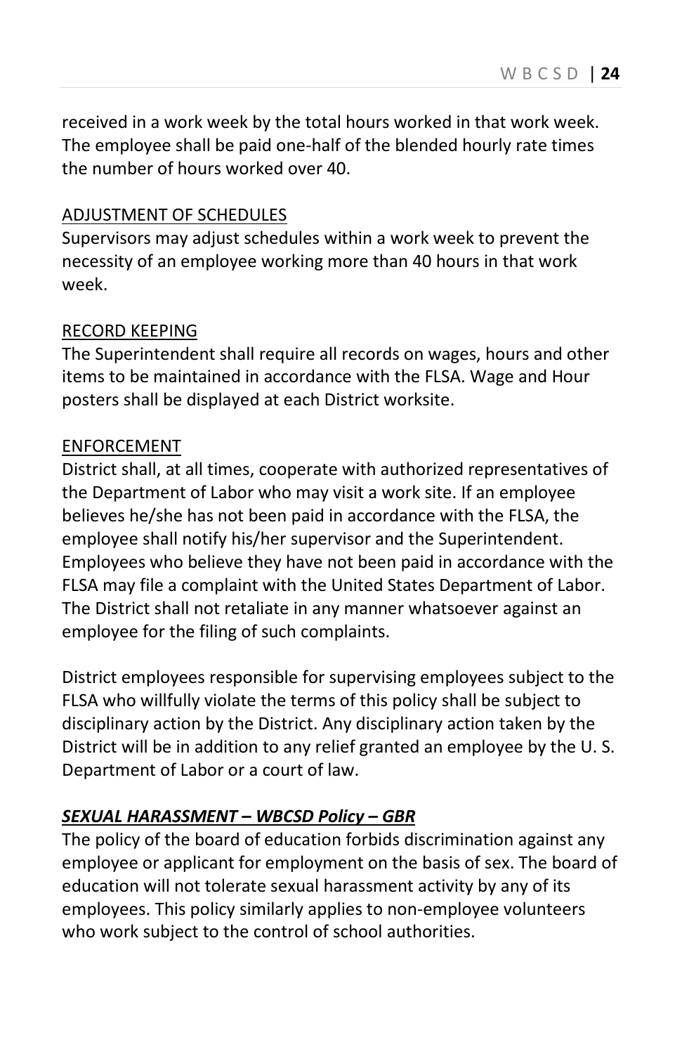received in a work week by the total hours worked in that work week. The employee shall be paid one-half of the blended hourly rate times the number of hours worked over 40.

<u>ADJUSTMENT OF SCHEDULES</u>

Supervisors may adjust schedules within a work week to prevent the necessity of an employee working more than 40 hours in that work week.

<u>RECORD KEEPING</u>

The Superintendent shall require all records on wages, hours and other items to be maintained in accordance with the FLSA. Wage and Hour posters shall be displayed at each District worksite.

<u>ENFORCEMENT</u>

District shall, at all times, cooperate with authorized representatives of the Department of Labor who may visit a work site. If an employee believes he/she has not been paid in accordance with the FLSA, the employee shall notify his/her supervisor and the Superintendent. Employees who believe they have not been paid in accordance with the FLSA may file a complaint with the United States Department of Labor. The District shall not retaliate in any manner whatsoever against an employee for the filing of such complaints.

District employees responsible for supervising employees subject to the FLSA who willfully violate the terms of this policy shall be subject to disciplinary action by the District. Any disciplinary action taken by the District will be in addition to any relief granted an employee by the U. S. Department of Labor or a court of law.

### ***<u>SEXUAL HARASSMENT – WBCSD Policy – GBR</u>***

The policy of the board of education forbids discrimination against any employee or applicant for employment on the basis of sex. The board of education will not tolerate sexual harassment activity by any of its employees. This policy similarly applies to non-employee volunteers who work subject to the control of school authorities.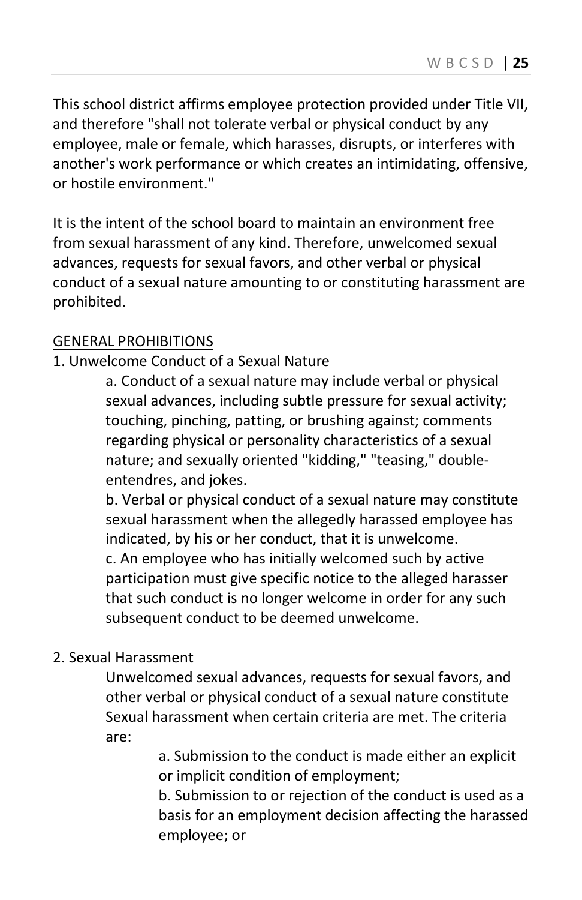This school district affirms employee protection provided under Title VII, and therefore "shall not tolerate verbal or physical conduct by any employee, male or female, which harasses, disrupts, or interferes with another's work performance or which creates an intimidating, offensive, or hostile environment."

It is the intent of the school board to maintain an environment free from sexual harassment of any kind. Therefore, unwelcomed sexual advances, requests for sexual favors, and other verbal or physical conduct of a sexual nature amounting to or constituting harassment are prohibited.

GENERAL PROHIBITIONS

1. Unwelcome Conduct of a Sexual Nature
    - a. Conduct of a sexual nature may include verbal or physical sexual advances, including subtle pressure for sexual activity; touching, pinching, patting, or brushing against; comments regarding physical or personality characteristics of a sexual nature; and sexually oriented "kidding," "teasing," double-entendres, and jokes.
    - b. Verbal or physical conduct of a sexual nature may constitute sexual harassment when the allegedly harassed employee has indicated, by his or her conduct, that it is unwelcome.
    - c. An employee who has initially welcomed such by active participation must give specific notice to the alleged harasser that such conduct is no longer welcome in order for any such subsequent conduct to be deemed unwelcome.

2. Sexual Harassment

    Unwelcomed sexual advances, requests for sexual favors, and other verbal or physical conduct of a sexual nature constitute Sexual harassment when certain criteria are met. The criteria are:

    - a. Submission to the conduct is made either an explicit or implicit condition of employment;
    - b. Submission to or rejection of the conduct is used as a basis for an employment decision affecting the harassed employee; or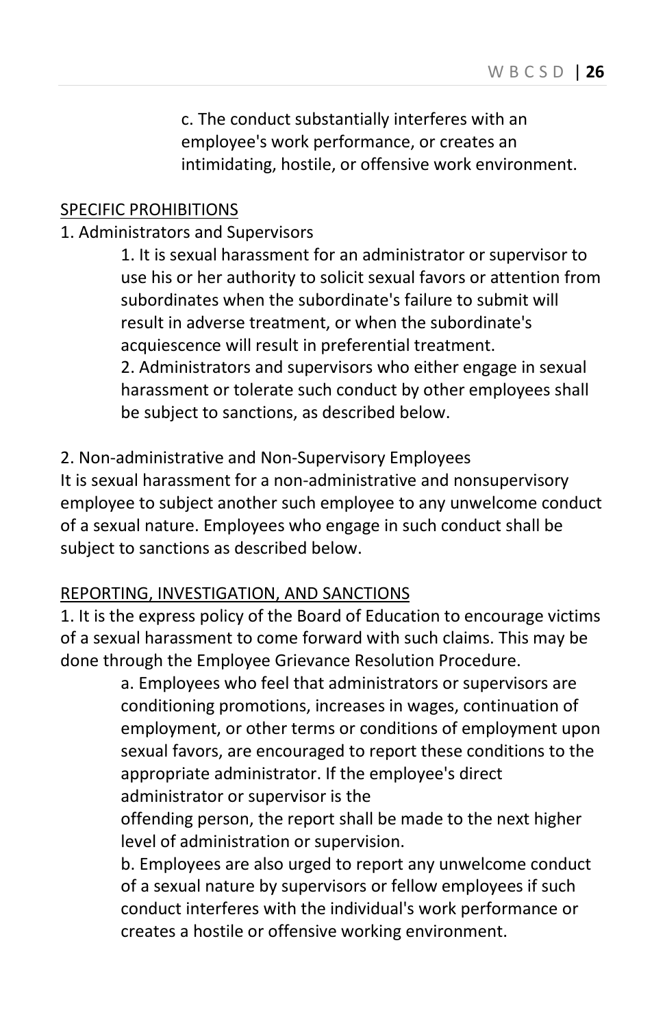c. The conduct substantially interferes with an employee's work performance, or creates an intimidating, hostile, or offensive work environment.

SPECIFIC PROHIBITIONS

1. Administrators and Supervisors

   1. It is sexual harassment for an administrator or supervisor to use his or her authority to solicit sexual favors or attention from subordinates when the subordinate's failure to submit will result in adverse treatment, or when the subordinate's acquiescence will result in preferential treatment.
   2. Administrators and supervisors who either engage in sexual harassment or tolerate such conduct by other employees shall be subject to sanctions, as described below.

2. Non-administrative and Non-Supervisory Employees

It is sexual harassment for a non-administrative and nonsupervisory employee to subject another such employee to any unwelcome conduct of a sexual nature. Employees who engage in such conduct shall be subject to sanctions as described below.

REPORTING, INVESTIGATION, AND SANCTIONS

1. It is the express policy of the Board of Education to encourage victims of a sexual harassment to come forward with such claims. This may be done through the Employee Grievance Resolution Procedure.

   a. Employees who feel that administrators or supervisors are conditioning promotions, increases in wages, continuation of employment, or other terms or conditions of employment upon sexual favors, are encouraged to report these conditions to the appropriate administrator. If the employee's direct administrator or supervisor is the offending person, the report shall be made to the next higher level of administration or supervision.

   b. Employees are also urged to report any unwelcome conduct of a sexual nature by supervisors or fellow employees if such conduct interferes with the individual's work performance or creates a hostile or offensive working environment.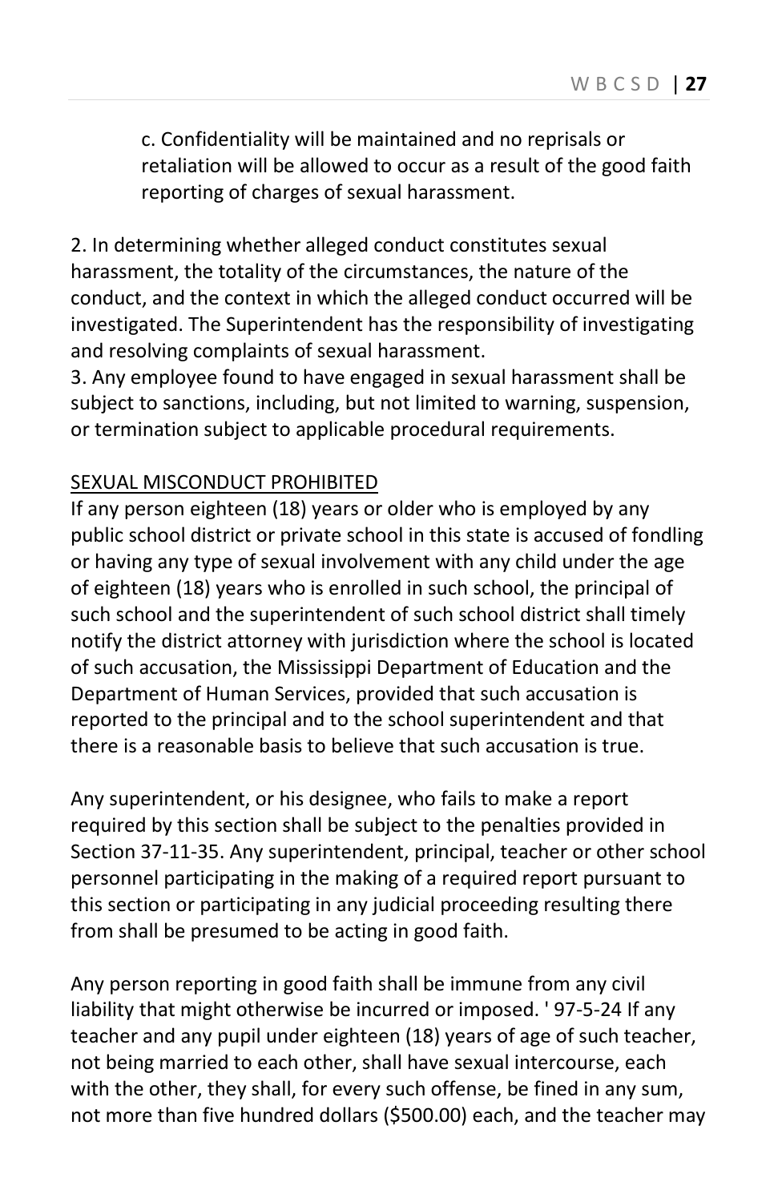c. Confidentiality will be maintained and no reprisals or retaliation will be allowed to occur as a result of the good faith reporting of charges of sexual harassment.

2. In determining whether alleged conduct constitutes sexual harassment, the totality of the circumstances, the nature of the conduct, and the context in which the alleged conduct occurred will be investigated. The Superintendent has the responsibility of investigating and resolving complaints of sexual harassment.
3. Any employee found to have engaged in sexual harassment shall be subject to sanctions, including, but not limited to warning, suspension, or termination subject to applicable procedural requirements.

<u>SEXUAL MISCONDUCT PROHIBITED</u>

If any person eighteen (18) years or older who is employed by any public school district or private school in this state is accused of fondling or having any type of sexual involvement with any child under the age of eighteen (18) years who is enrolled in such school, the principal of such school and the superintendent of such school district shall timely notify the district attorney with jurisdiction where the school is located of such accusation, the Mississippi Department of Education and the Department of Human Services, provided that such accusation is reported to the principal and to the school superintendent and that there is a reasonable basis to believe that such accusation is true.

Any superintendent, or his designee, who fails to make a report required by this section shall be subject to the penalties provided in Section 37-11-35. Any superintendent, principal, teacher or other school personnel participating in the making of a required report pursuant to this section or participating in any judicial proceeding resulting there from shall be presumed to be acting in good faith.

Any person reporting in good faith shall be immune from any civil liability that might otherwise be incurred or imposed. ' 97-5-24 If any teacher and any pupil under eighteen (18) years of age of such teacher, not being married to each other, shall have sexual intercourse, each with the other, they shall, for every such offense, be fined in any sum, not more than five hundred dollars ($500.00) each, and the teacher may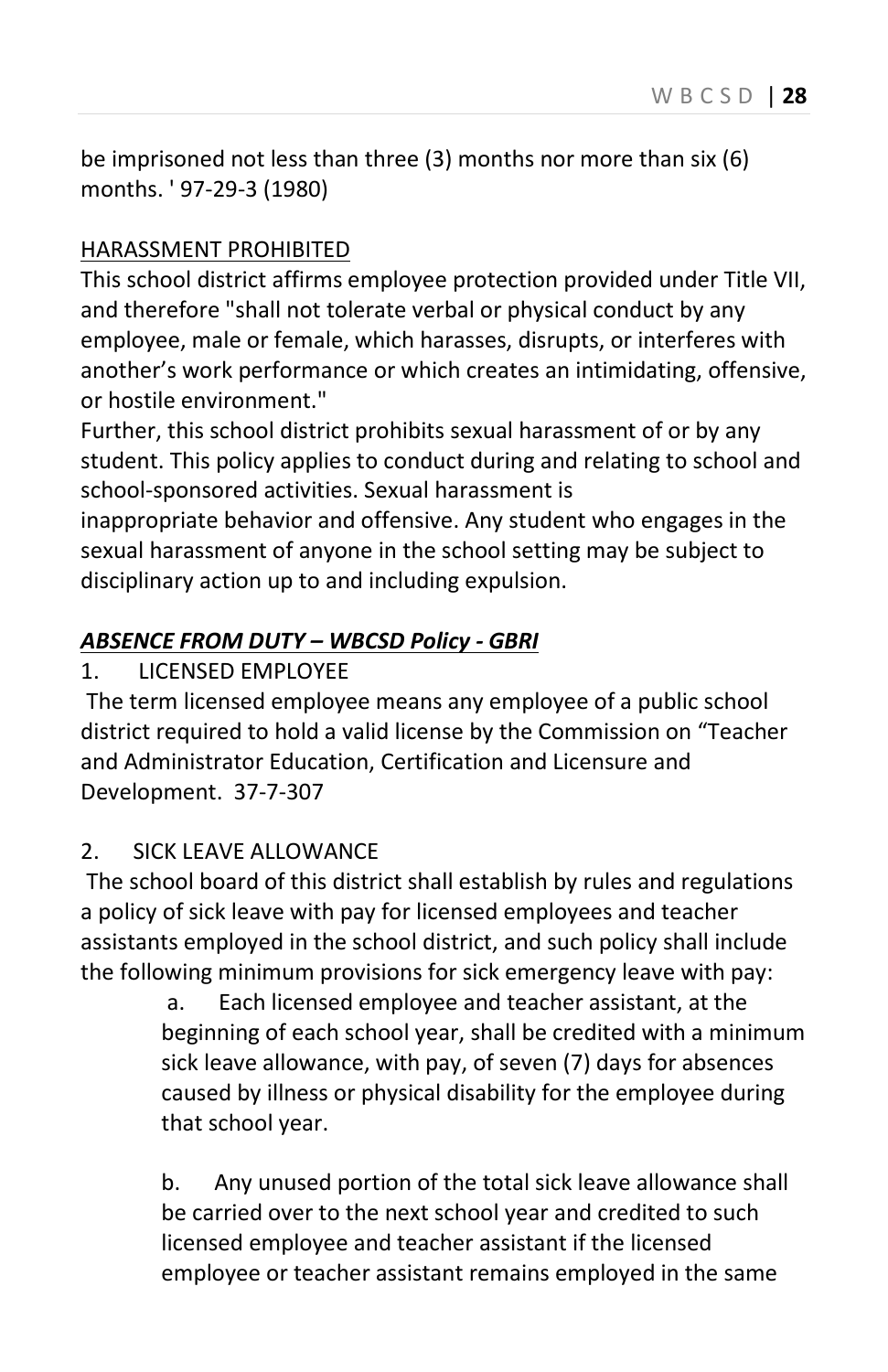be imprisoned not less than three (3) months nor more than six (6) months. ' 97-29-3 (1980)

<u>HARASSMENT PROHIBITED</u>

This school district affirms employee protection provided under Title VII, and therefore "shall not tolerate verbal or physical conduct by any employee, male or female, which harasses, disrupts, or interferes with another's work performance or which creates an intimidating, offensive, or hostile environment."

Further, this school district prohibits sexual harassment of or by any student. This policy applies to conduct during and relating to school and school-sponsored activities. Sexual harassment is inappropriate behavior and offensive. Any student who engages in the sexual harassment of anyone in the school setting may be subject to disciplinary action up to and including expulsion.

***<u>ABSENCE FROM DUTY – WBCSD Policy - GBRI</u>***

1. LICENSED EMPLOYEE

The term licensed employee means any employee of a public school district required to hold a valid license by the Commission on "Teacher and Administrator Education, Certification and Licensure and Development. 37-7-307

2. SICK LEAVE ALLOWANCE

The school board of this district shall establish by rules and regulations a policy of sick leave with pay for licensed employees and teacher assistants employed in the school district, and such policy shall include the following minimum provisions for sick emergency leave with pay:

a. Each licensed employee and teacher assistant, at the beginning of each school year, shall be credited with a minimum sick leave allowance, with pay, of seven (7) days for absences caused by illness or physical disability for the employee during that school year.

b. Any unused portion of the total sick leave allowance shall be carried over to the next school year and credited to such licensed employee and teacher assistant if the licensed employee or teacher assistant remains employed in the same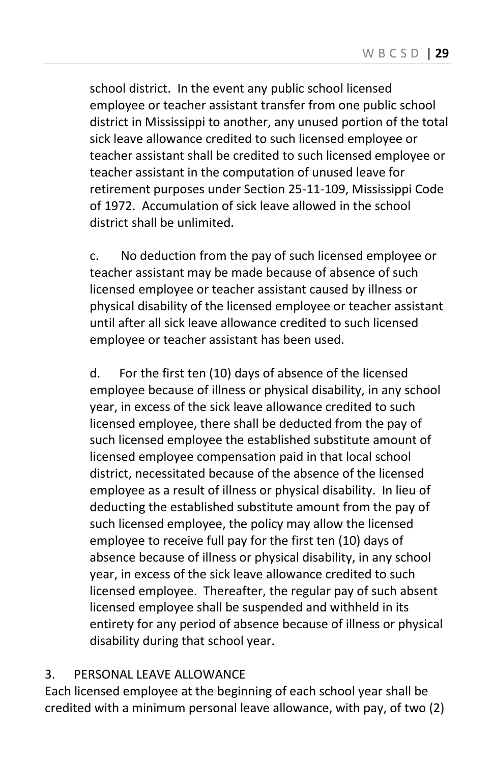school district. In the event any public school licensed employee or teacher assistant transfer from one public school district in Mississippi to another, any unused portion of the total sick leave allowance credited to such licensed employee or teacher assistant shall be credited to such licensed employee or teacher assistant in the computation of unused leave for retirement purposes under Section 25-11-109, Mississippi Code of 1972. Accumulation of sick leave allowed in the school district shall be unlimited.

c. No deduction from the pay of such licensed employee or teacher assistant may be made because of absence of such licensed employee or teacher assistant caused by illness or physical disability of the licensed employee or teacher assistant until after all sick leave allowance credited to such licensed employee or teacher assistant has been used.

d. For the first ten (10) days of absence of the licensed employee because of illness or physical disability, in any school year, in excess of the sick leave allowance credited to such licensed employee, there shall be deducted from the pay of such licensed employee the established substitute amount of licensed employee compensation paid in that local school district, necessitated because of the absence of the licensed employee as a result of illness or physical disability. In lieu of deducting the established substitute amount from the pay of such licensed employee, the policy may allow the licensed employee to receive full pay for the first ten (10) days of absence because of illness or physical disability, in any school year, in excess of the sick leave allowance credited to such licensed employee. Thereafter, the regular pay of such absent licensed employee shall be suspended and withheld in its entirety for any period of absence because of illness or physical disability during that school year.

3. PERSONAL LEAVE ALLOWANCE

Each licensed employee at the beginning of each school year shall be credited with a minimum personal leave allowance, with pay, of two (2)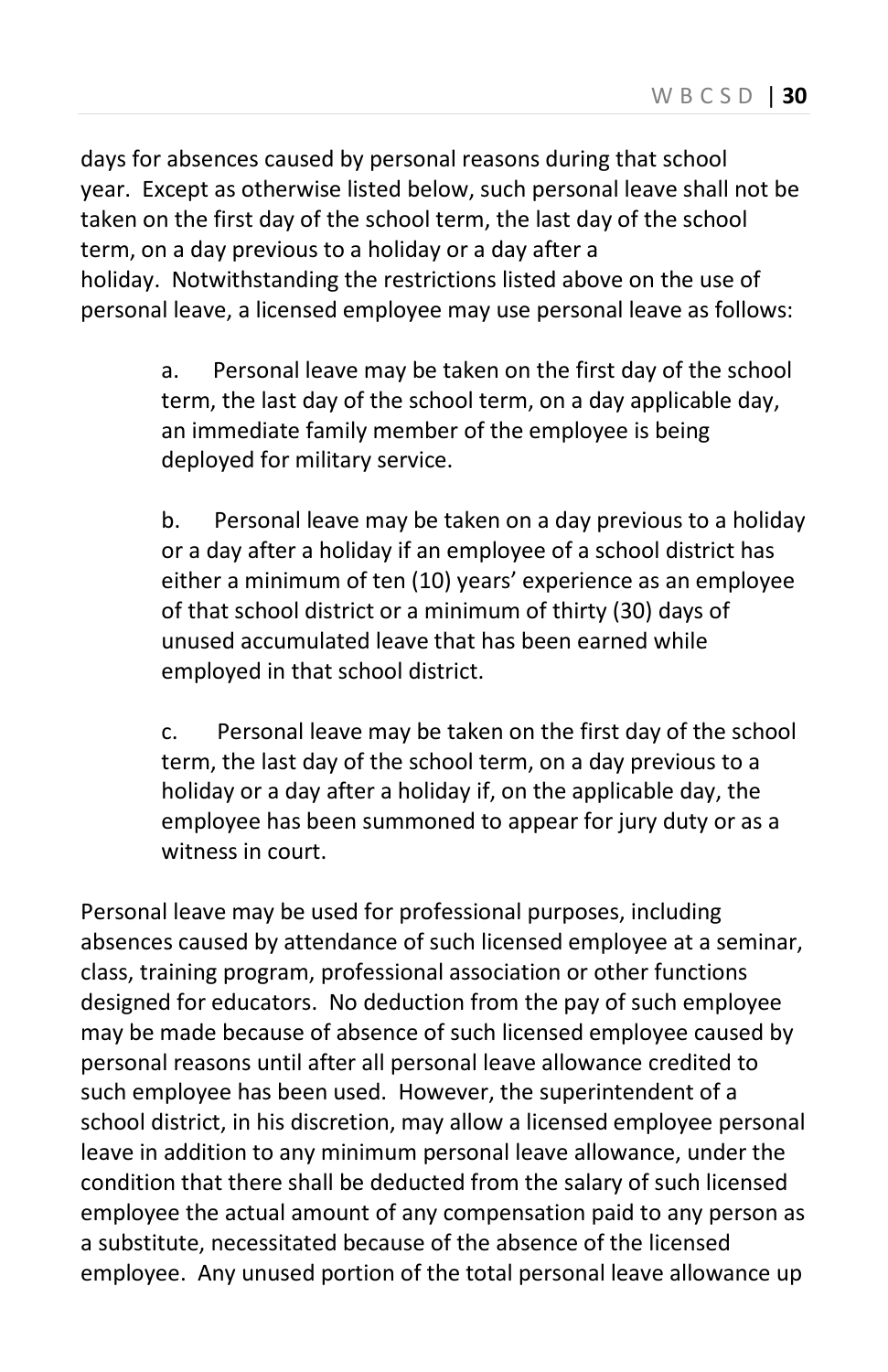days for absences caused by personal reasons during that school year. Except as otherwise listed below, such personal leave shall not be taken on the first day of the school term, the last day of the school term, on a day previous to a holiday or a day after a holiday. Notwithstanding the restrictions listed above on the use of personal leave, a licensed employee may use personal leave as follows:

a. Personal leave may be taken on the first day of the school term, the last day of the school term, on a day applicable day, an immediate family member of the employee is being deployed for military service.

b. Personal leave may be taken on a day previous to a holiday or a day after a holiday if an employee of a school district has either a minimum of ten (10) years' experience as an employee of that school district or a minimum of thirty (30) days of unused accumulated leave that has been earned while employed in that school district.

c. Personal leave may be taken on the first day of the school term, the last day of the school term, on a day previous to a holiday or a day after a holiday if, on the applicable day, the employee has been summoned to appear for jury duty or as a witness in court.

Personal leave may be used for professional purposes, including absences caused by attendance of such licensed employee at a seminar, class, training program, professional association or other functions designed for educators. No deduction from the pay of such employee may be made because of absence of such licensed employee caused by personal reasons until after all personal leave allowance credited to such employee has been used. However, the superintendent of a school district, in his discretion, may allow a licensed employee personal leave in addition to any minimum personal leave allowance, under the condition that there shall be deducted from the salary of such licensed employee the actual amount of any compensation paid to any person as a substitute, necessitated because of the absence of the licensed employee. Any unused portion of the total personal leave allowance up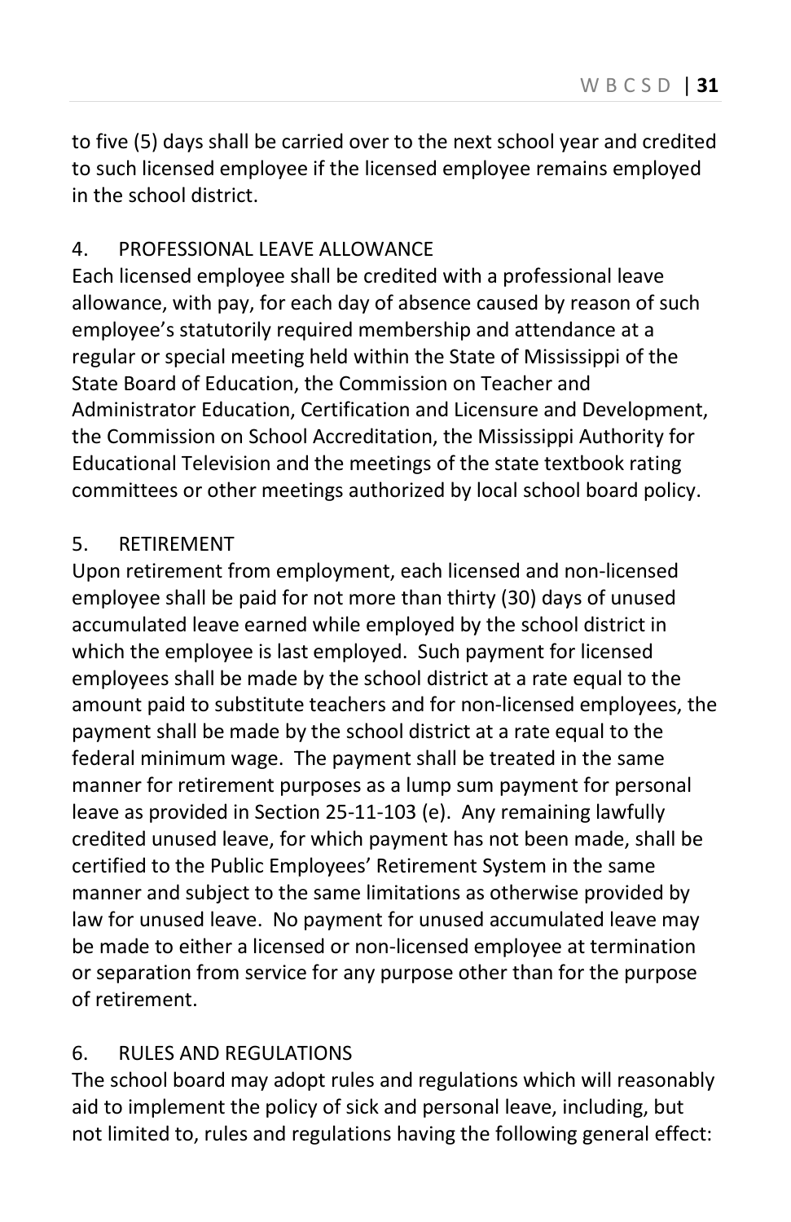to five (5) days shall be carried over to the next school year and credited to such licensed employee if the licensed employee remains employed in the school district.

4. PROFESSIONAL LEAVE ALLOWANCE

Each licensed employee shall be credited with a professional leave allowance, with pay, for each day of absence caused by reason of such employee's statutorily required membership and attendance at a regular or special meeting held within the State of Mississippi of the State Board of Education, the Commission on Teacher and Administrator Education, Certification and Licensure and Development, the Commission on School Accreditation, the Mississippi Authority for Educational Television and the meetings of the state textbook rating committees or other meetings authorized by local school board policy.

5. RETIREMENT

Upon retirement from employment, each licensed and non-licensed employee shall be paid for not more than thirty (30) days of unused accumulated leave earned while employed by the school district in which the employee is last employed. Such payment for licensed employees shall be made by the school district at a rate equal to the amount paid to substitute teachers and for non-licensed employees, the payment shall be made by the school district at a rate equal to the federal minimum wage. The payment shall be treated in the same manner for retirement purposes as a lump sum payment for personal leave as provided in Section 25-11-103 (e). Any remaining lawfully credited unused leave, for which payment has not been made, shall be certified to the Public Employees' Retirement System in the same manner and subject to the same limitations as otherwise provided by law for unused leave. No payment for unused accumulated leave may be made to either a licensed or non-licensed employee at termination or separation from service for any purpose other than for the purpose of retirement.

6. RULES AND REGULATIONS

The school board may adopt rules and regulations which will reasonably aid to implement the policy of sick and personal leave, including, but not limited to, rules and regulations having the following general effect: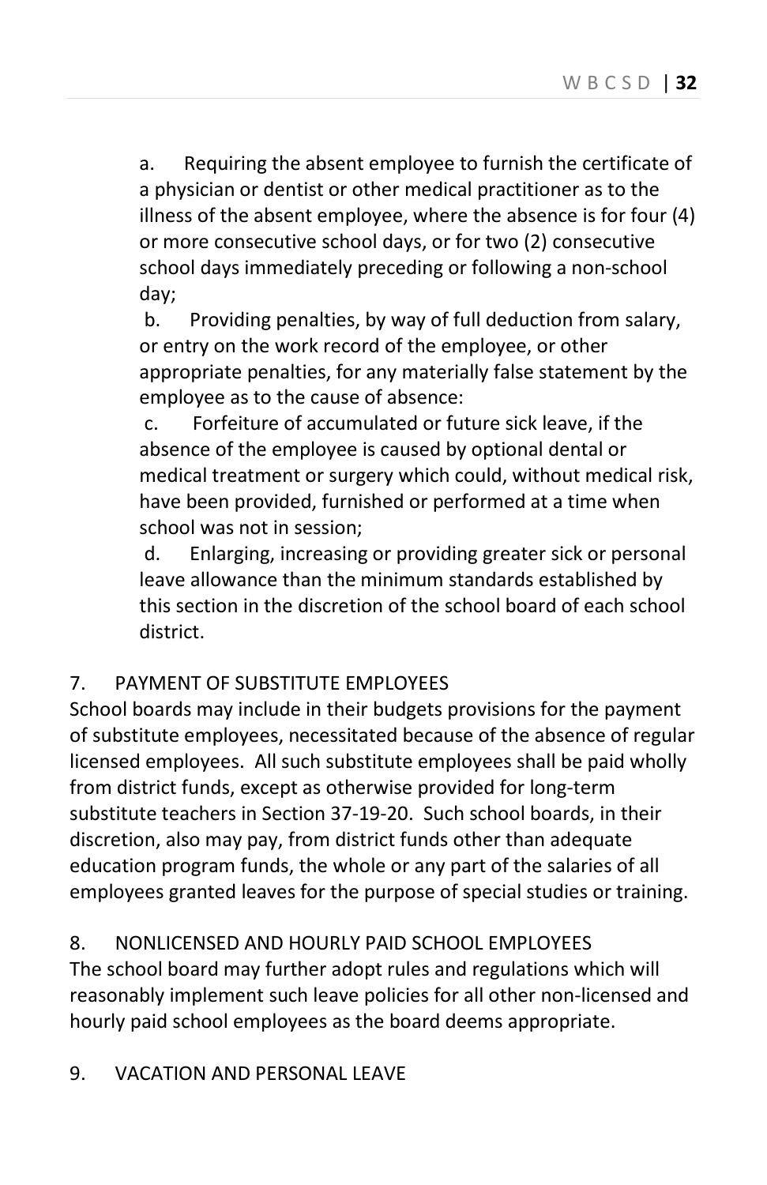a. Requiring the absent employee to furnish the certificate of a physician or dentist or other medical practitioner as to the illness of the absent employee, where the absence is for four (4) or more consecutive school days, or for two (2) consecutive school days immediately preceding or following a non-school day;

b. Providing penalties, by way of full deduction from salary, or entry on the work record of the employee, or other appropriate penalties, for any materially false statement by the employee as to the cause of absence:

c. Forfeiture of accumulated or future sick leave, if the absence of the employee is caused by optional dental or medical treatment or surgery which could, without medical risk, have been provided, furnished or performed at a time when school was not in session;

d. Enlarging, increasing or providing greater sick or personal leave allowance than the minimum standards established by this section in the discretion of the school board of each school district.

7. PAYMENT OF SUBSTITUTE EMPLOYEES

School boards may include in their budgets provisions for the payment of substitute employees, necessitated because of the absence of regular licensed employees. All such substitute employees shall be paid wholly from district funds, except as otherwise provided for long-term substitute teachers in Section 37-19-20. Such school boards, in their discretion, also may pay, from district funds other than adequate education program funds, the whole or any part of the salaries of all employees granted leaves for the purpose of special studies or training.

8. NONLICENSED AND HOURLY PAID SCHOOL EMPLOYEES

The school board may further adopt rules and regulations which will reasonably implement such leave policies for all other non-licensed and hourly paid school employees as the board deems appropriate.

9. VACATION AND PERSONAL LEAVE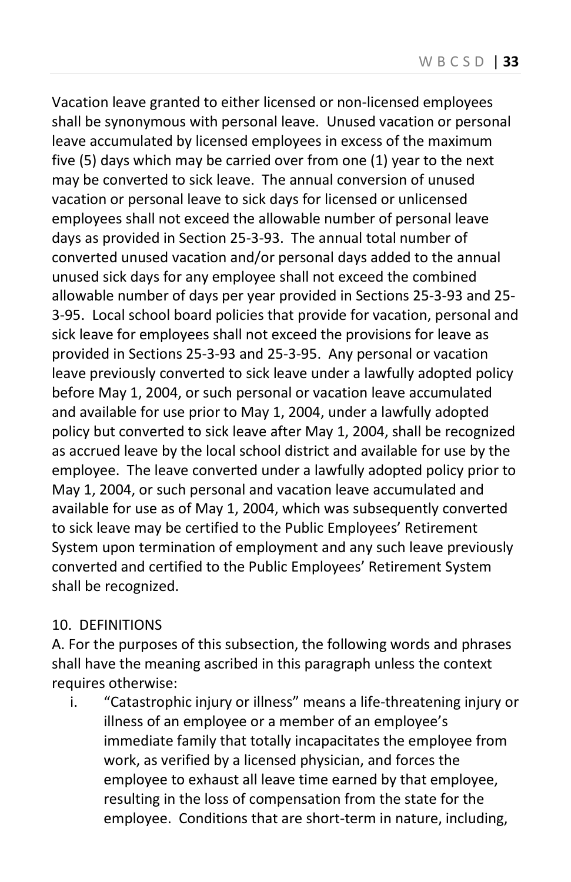Vacation leave granted to either licensed or non-licensed employees shall be synonymous with personal leave. Unused vacation or personal leave accumulated by licensed employees in excess of the maximum five (5) days which may be carried over from one (1) year to the next may be converted to sick leave. The annual conversion of unused vacation or personal leave to sick days for licensed or unlicensed employees shall not exceed the allowable number of personal leave days as provided in Section 25-3-93. The annual total number of converted unused vacation and/or personal days added to the annual unused sick days for any employee shall not exceed the combined allowable number of days per year provided in Sections 25-3-93 and 25-3-95. Local school board policies that provide for vacation, personal and sick leave for employees shall not exceed the provisions for leave as provided in Sections 25-3-93 and 25-3-95. Any personal or vacation leave previously converted to sick leave under a lawfully adopted policy before May 1, 2004, or such personal or vacation leave accumulated and available for use prior to May 1, 2004, under a lawfully adopted policy but converted to sick leave after May 1, 2004, shall be recognized as accrued leave by the local school district and available for use by the employee. The leave converted under a lawfully adopted policy prior to May 1, 2004, or such personal and vacation leave accumulated and available for use as of May 1, 2004, which was subsequently converted to sick leave may be certified to the Public Employees' Retirement System upon termination of employment and any such leave previously converted and certified to the Public Employees' Retirement System shall be recognized.

10. DEFINITIONS

A. For the purposes of this subsection, the following words and phrases shall have the meaning ascribed in this paragraph unless the context requires otherwise:

i. "Catastrophic injury or illness" means a life-threatening injury or illness of an employee or a member of an employee's immediate family that totally incapacitates the employee from work, as verified by a licensed physician, and forces the employee to exhaust all leave time earned by that employee, resulting in the loss of compensation from the state for the employee. Conditions that are short-term in nature, including,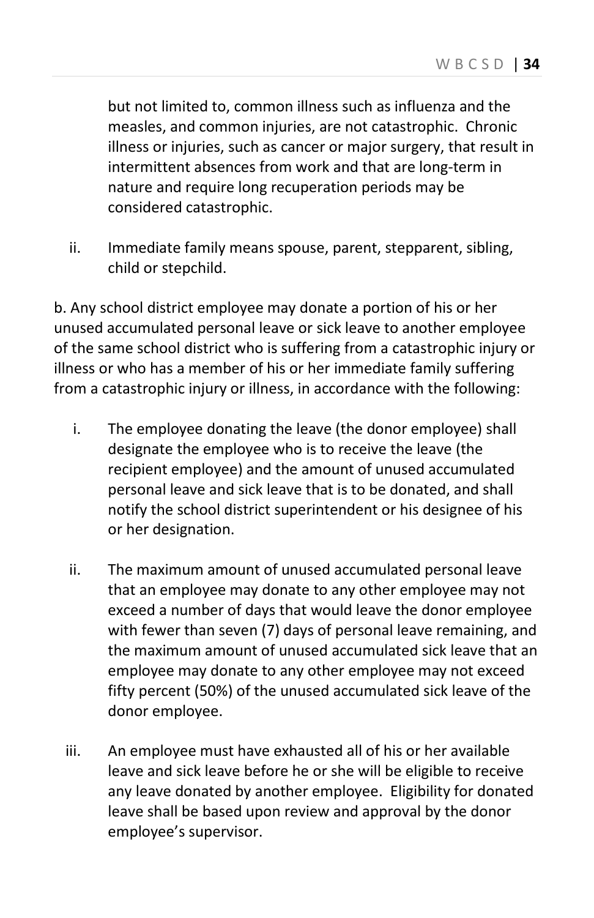but not limited to, common illness such as influenza and the measles, and common injuries, are not catastrophic. Chronic illness or injuries, such as cancer or major surgery, that result in intermittent absences from work and that are long-term in nature and require long recuperation periods may be considered catastrophic.

ii. Immediate family means spouse, parent, stepparent, sibling, child or stepchild.

b. Any school district employee may donate a portion of his or her unused accumulated personal leave or sick leave to another employee of the same school district who is suffering from a catastrophic injury or illness or who has a member of his or her immediate family suffering from a catastrophic injury or illness, in accordance with the following:

i. The employee donating the leave (the donor employee) shall designate the employee who is to receive the leave (the recipient employee) and the amount of unused accumulated personal leave and sick leave that is to be donated, and shall notify the school district superintendent or his designee of his or her designation.

ii. The maximum amount of unused accumulated personal leave that an employee may donate to any other employee may not exceed a number of days that would leave the donor employee with fewer than seven (7) days of personal leave remaining, and the maximum amount of unused accumulated sick leave that an employee may donate to any other employee may not exceed fifty percent (50%) of the unused accumulated sick leave of the donor employee.

iii. An employee must have exhausted all of his or her available leave and sick leave before he or she will be eligible to receive any leave donated by another employee. Eligibility for donated leave shall be based upon review and approval by the donor employee's supervisor.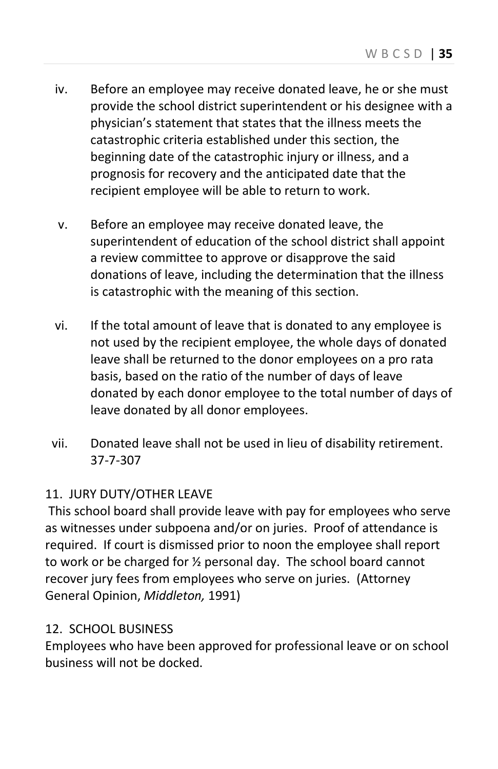iv. Before an employee may receive donated leave, he or she must provide the school district superintendent or his designee with a physician's statement that states that the illness meets the catastrophic criteria established under this section, the beginning date of the catastrophic injury or illness, and a prognosis for recovery and the anticipated date that the recipient employee will be able to return to work.

v. Before an employee may receive donated leave, the superintendent of education of the school district shall appoint a review committee to approve or disapprove the said donations of leave, including the determination that the illness is catastrophic with the meaning of this section.

vi. If the total amount of leave that is donated to any employee is not used by the recipient employee, the whole days of donated leave shall be returned to the donor employees on a pro rata basis, based on the ratio of the number of days of leave donated by each donor employee to the total number of days of leave donated by all donor employees.

vii. Donated leave shall not be used in lieu of disability retirement. 37-7-307

11. JURY DUTY/OTHER LEAVE

This school board shall provide leave with pay for employees who serve as witnesses under subpoena and/or on juries. Proof of attendance is required. If court is dismissed prior to noon the employee shall report to work or be charged for ½ personal day. The school board cannot recover jury fees from employees who serve on juries. (Attorney General Opinion, *Middleton,* 1991)

12. SCHOOL BUSINESS

Employees who have been approved for professional leave or on school business will not be docked.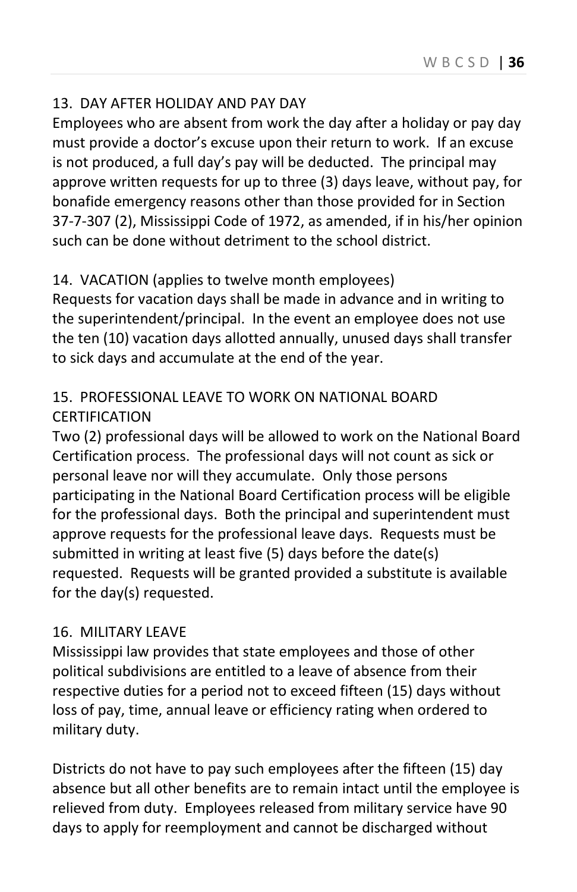### 13. DAY AFTER HOLIDAY AND PAY DAY

Employees who are absent from work the day after a holiday or pay day must provide a doctor's excuse upon their return to work. If an excuse is not produced, a full day's pay will be deducted. The principal may approve written requests for up to three (3) days leave, without pay, for bonafide emergency reasons other than those provided for in Section 37-7-307 (2), Mississippi Code of 1972, as amended, if in his/her opinion such can be done without detriment to the school district.

### 14. VACATION (applies to twelve month employees)

Requests for vacation days shall be made in advance and in writing to the superintendent/principal. In the event an employee does not use the ten (10) vacation days allotted annually, unused days shall transfer to sick days and accumulate at the end of the year.

### 15. PROFESSIONAL LEAVE TO WORK ON NATIONAL BOARD CERTIFICATION

Two (2) professional days will be allowed to work on the National Board Certification process. The professional days will not count as sick or personal leave nor will they accumulate. Only those persons participating in the National Board Certification process will be eligible for the professional days. Both the principal and superintendent must approve requests for the professional leave days. Requests must be submitted in writing at least five (5) days before the date(s) requested. Requests will be granted provided a substitute is available for the day(s) requested.

### 16. MILITARY LEAVE

Mississippi law provides that state employees and those of other political subdivisions are entitled to a leave of absence from their respective duties for a period not to exceed fifteen (15) days without loss of pay, time, annual leave or efficiency rating when ordered to military duty.

Districts do not have to pay such employees after the fifteen (15) day absence but all other benefits are to remain intact until the employee is relieved from duty. Employees released from military service have 90 days to apply for reemployment and cannot be discharged without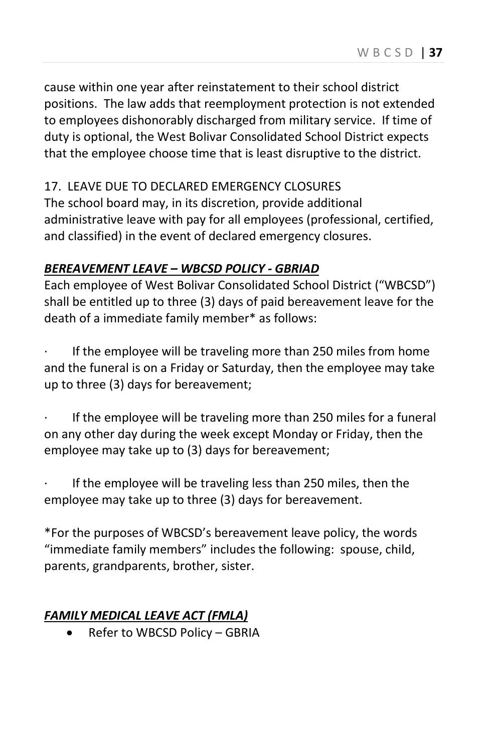cause within one year after reinstatement to their school district positions. The law adds that reemployment protection is not extended to employees dishonorably discharged from military service. If time of duty is optional, the West Bolivar Consolidated School District expects that the employee choose time that is least disruptive to the district.

17. LEAVE DUE TO DECLARED EMERGENCY CLOSURES

The school board may, in its discretion, provide additional administrative leave with pay for all employees (professional, certified, and classified) in the event of declared emergency closures.

***BEREAVEMENT LEAVE – WBCSD POLICY - GBRIAD***

Each employee of West Bolivar Consolidated School District ("WBCSD") shall be entitled up to three (3) days of paid bereavement leave for the death of a immediate family member* as follows:

- If the employee will be traveling more than 250 miles from home and the funeral is on a Friday or Saturday, then the employee may take up to three (3) days for bereavement;

- If the employee will be traveling more than 250 miles for a funeral on any other day during the week except Monday or Friday, then the employee may take up to (3) days for bereavement;

- If the employee will be traveling less than 250 miles, then the employee may take up to three (3) days for bereavement.

*For the purposes of WBCSD's bereavement leave policy, the words "immediate family members" includes the following: spouse, child, parents, grandparents, brother, sister.

***FAMILY MEDICAL LEAVE ACT (FMLA)***

- Refer to WBCSD Policy – GBRIA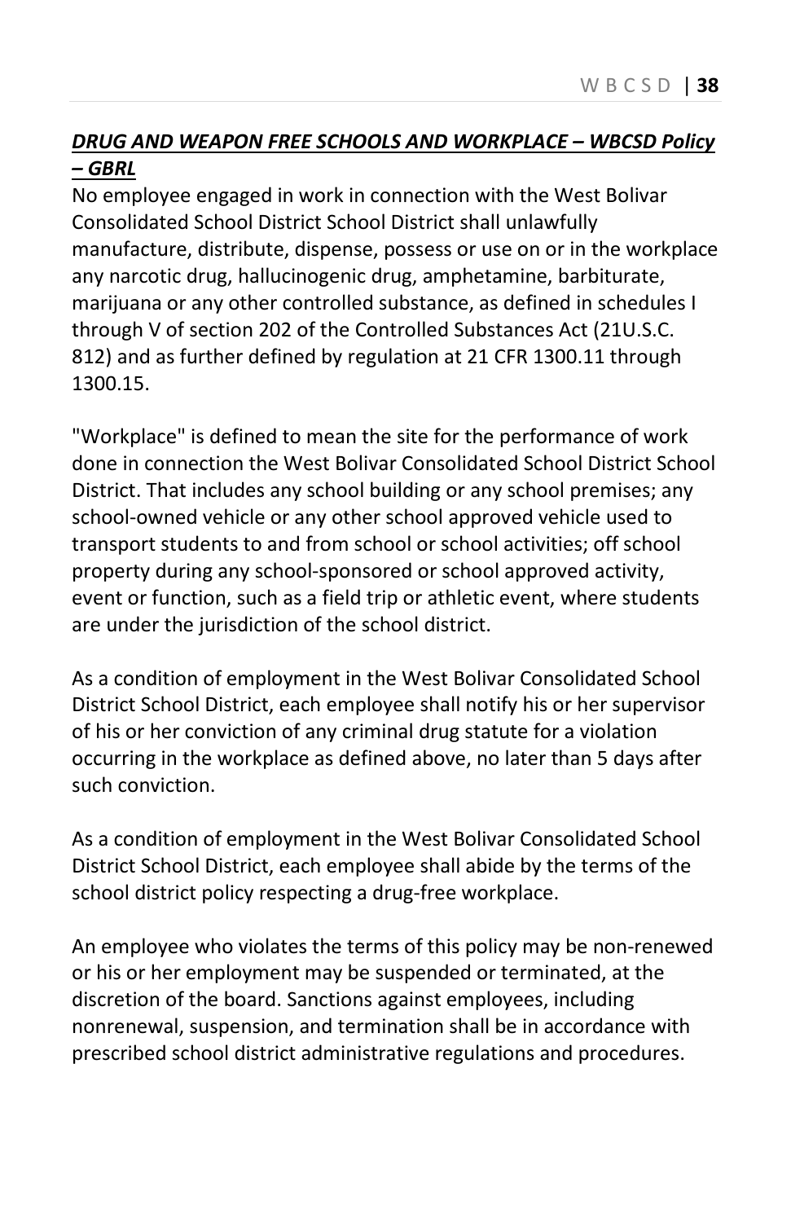## ***DRUG AND WEAPON FREE SCHOOLS AND WORKPLACE – WBCSD Policy – GBRL***

No employee engaged in work in connection with the West Bolivar Consolidated School District School District shall unlawfully manufacture, distribute, dispense, possess or use on or in the workplace any narcotic drug, hallucinogenic drug, amphetamine, barbiturate, marijuana or any other controlled substance, as defined in schedules I through V of section 202 of the Controlled Substances Act (21U.S.C. 812) and as further defined by regulation at 21 CFR 1300.11 through 1300.15.

"Workplace" is defined to mean the site for the performance of work done in connection the West Bolivar Consolidated School District School District. That includes any school building or any school premises; any school-owned vehicle or any other school approved vehicle used to transport students to and from school or school activities; off school property during any school-sponsored or school approved activity, event or function, such as a field trip or athletic event, where students are under the jurisdiction of the school district.

As a condition of employment in the West Bolivar Consolidated School District School District, each employee shall notify his or her supervisor of his or her conviction of any criminal drug statute for a violation occurring in the workplace as defined above, no later than 5 days after such conviction.

As a condition of employment in the West Bolivar Consolidated School District School District, each employee shall abide by the terms of the school district policy respecting a drug-free workplace.

An employee who violates the terms of this policy may be non-renewed or his or her employment may be suspended or terminated, at the discretion of the board. Sanctions against employees, including nonrenewal, suspension, and termination shall be in accordance with prescribed school district administrative regulations and procedures.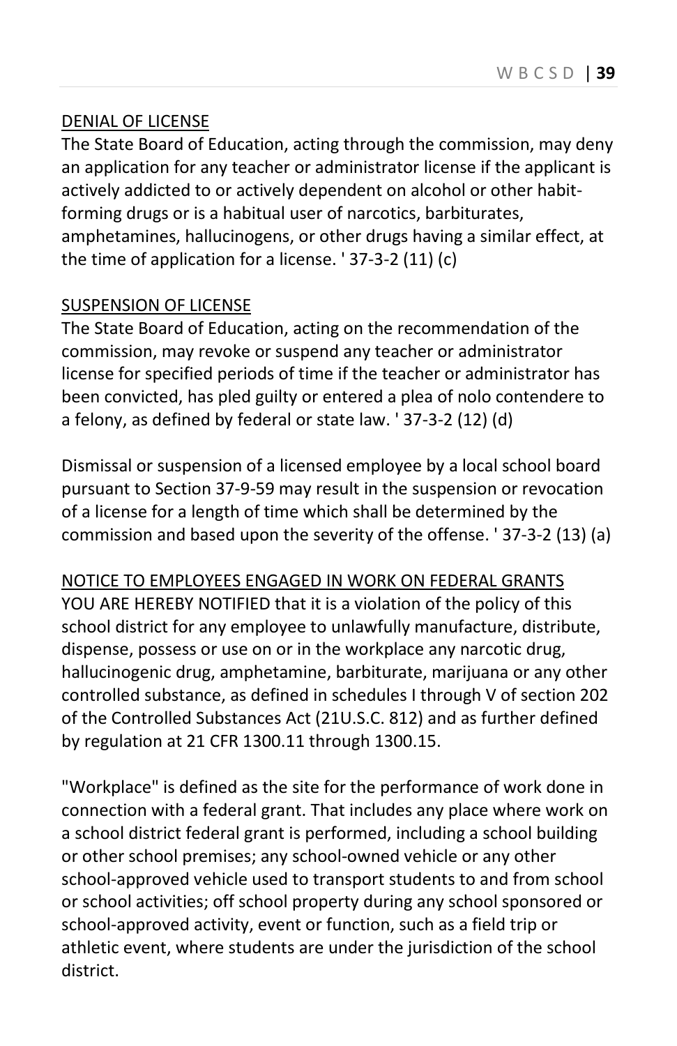## DENIAL OF LICENSE

The State Board of Education, acting through the commission, may deny an application for any teacher or administrator license if the applicant is actively addicted to or actively dependent on alcohol or other habit-forming drugs or is a habitual user of narcotics, barbiturates, amphetamines, hallucinogens, or other drugs having a similar effect, at the time of application for a license. ' 37-3-2 (11) (c)

## SUSPENSION OF LICENSE

The State Board of Education, acting on the recommendation of the commission, may revoke or suspend any teacher or administrator license for specified periods of time if the teacher or administrator has been convicted, has pled guilty or entered a plea of nolo contendere to a felony, as defined by federal or state law. ' 37-3-2 (12) (d)

Dismissal or suspension of a licensed employee by a local school board pursuant to Section 37-9-59 may result in the suspension or revocation of a license for a length of time which shall be determined by the commission and based upon the severity of the offense. ' 37-3-2 (13) (a)

## NOTICE TO EMPLOYEES ENGAGED IN WORK ON FEDERAL GRANTS

YOU ARE HEREBY NOTIFIED that it is a violation of the policy of this school district for any employee to unlawfully manufacture, distribute, dispense, possess or use on or in the workplace any narcotic drug, hallucinogenic drug, amphetamine, barbiturate, marijuana or any other controlled substance, as defined in schedules I through V of section 202 of the Controlled Substances Act (21U.S.C. 812) and as further defined by regulation at 21 CFR 1300.11 through 1300.15.

"Workplace" is defined as the site for the performance of work done in connection with a federal grant. That includes any place where work on a school district federal grant is performed, including a school building or other school premises; any school-owned vehicle or any other school-approved vehicle used to transport students to and from school or school activities; off school property during any school sponsored or school-approved activity, event or function, such as a field trip or athletic event, where students are under the jurisdiction of the school district.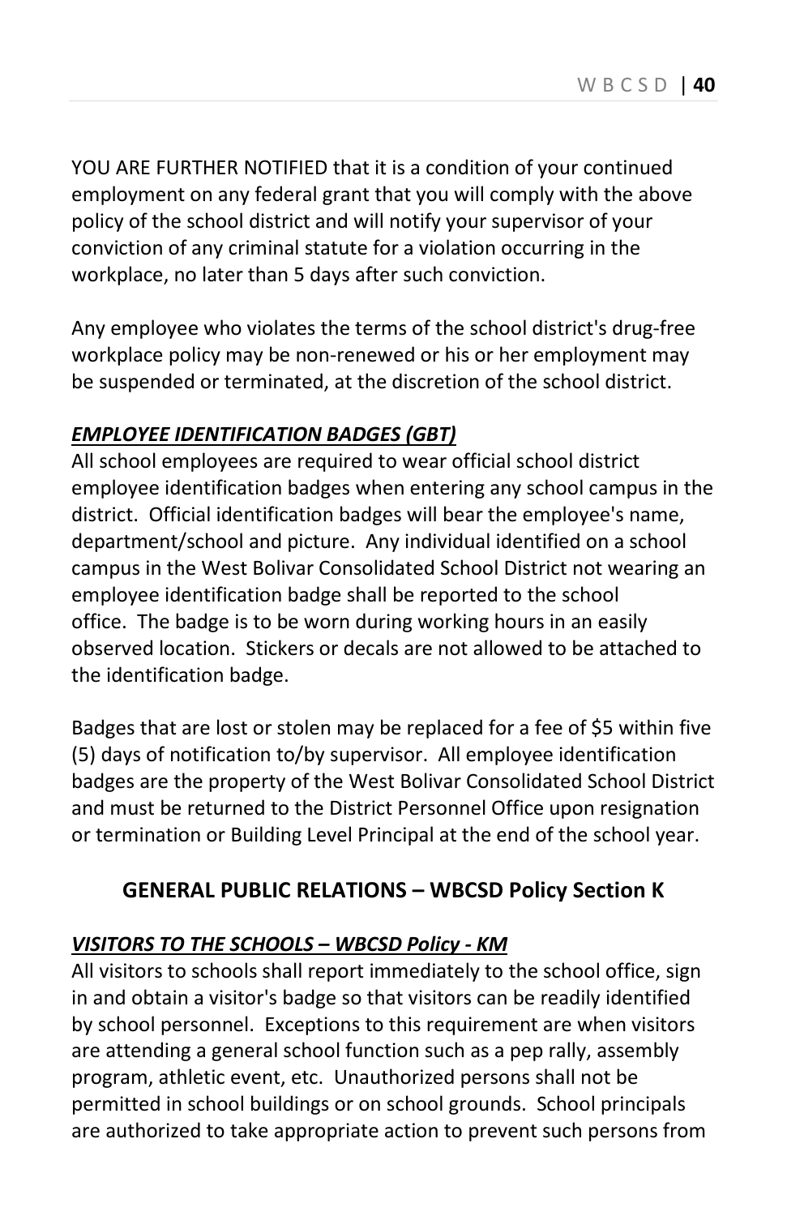YOU ARE FURTHER NOTIFIED that it is a condition of your continued employment on any federal grant that you will comply with the above policy of the school district and will notify your supervisor of your conviction of any criminal statute for a violation occurring in the workplace, no later than 5 days after such conviction.

Any employee who violates the terms of the school district's drug-free workplace policy may be non-renewed or his or her employment may be suspended or terminated, at the discretion of the school district.

***EMPLOYEE IDENTIFICATION BADGES (GBT)***

All school employees are required to wear official school district employee identification badges when entering any school campus in the district. Official identification badges will bear the employee's name, department/school and picture. Any individual identified on a school campus in the West Bolivar Consolidated School District not wearing an employee identification badge shall be reported to the school office. The badge is to be worn during working hours in an easily observed location. Stickers or decals are not allowed to be attached to the identification badge.

Badges that are lost or stolen may be replaced for a fee of $5 within five (5) days of notification to/by supervisor. All employee identification badges are the property of the West Bolivar Consolidated School District and must be returned to the District Personnel Office upon resignation or termination or Building Level Principal at the end of the school year.

## GENERAL PUBLIC RELATIONS – WBCSD Policy Section K

***VISITORS TO THE SCHOOLS – WBCSD Policy - KM***

All visitors to schools shall report immediately to the school office, sign in and obtain a visitor's badge so that visitors can be readily identified by school personnel. Exceptions to this requirement are when visitors are attending a general school function such as a pep rally, assembly program, athletic event, etc. Unauthorized persons shall not be permitted in school buildings or on school grounds. School principals are authorized to take appropriate action to prevent such persons from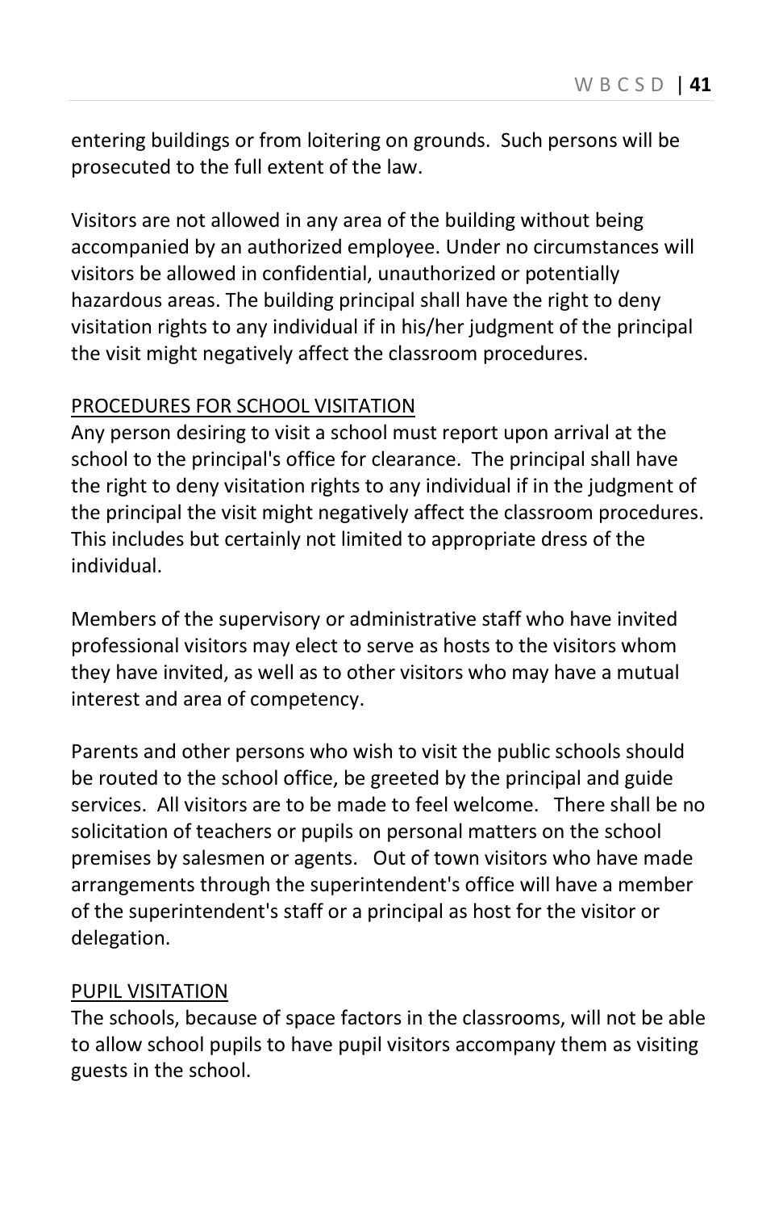entering buildings or from loitering on grounds. Such persons will be prosecuted to the full extent of the law.

Visitors are not allowed in any area of the building without being accompanied by an authorized employee. Under no circumstances will visitors be allowed in confidential, unauthorized or potentially hazardous areas. The building principal shall have the right to deny visitation rights to any individual if in his/her judgment of the principal the visit might negatively affect the classroom procedures.

<u>PROCEDURES FOR SCHOOL VISITATION</u>

Any person desiring to visit a school must report upon arrival at the school to the principal's office for clearance. The principal shall have the right to deny visitation rights to any individual if in the judgment of the principal the visit might negatively affect the classroom procedures. This includes but certainly not limited to appropriate dress of the individual.

Members of the supervisory or administrative staff who have invited professional visitors may elect to serve as hosts to the visitors whom they have invited, as well as to other visitors who may have a mutual interest and area of competency.

Parents and other persons who wish to visit the public schools should be routed to the school office, be greeted by the principal and guide services. All visitors are to be made to feel welcome. There shall be no solicitation of teachers or pupils on personal matters on the school premises by salesmen or agents. Out of town visitors who have made arrangements through the superintendent's office will have a member of the superintendent's staff or a principal as host for the visitor or delegation.

<u>PUPIL VISITATION</u>

The schools, because of space factors in the classrooms, will not be able to allow school pupils to have pupil visitors accompany them as visiting guests in the school.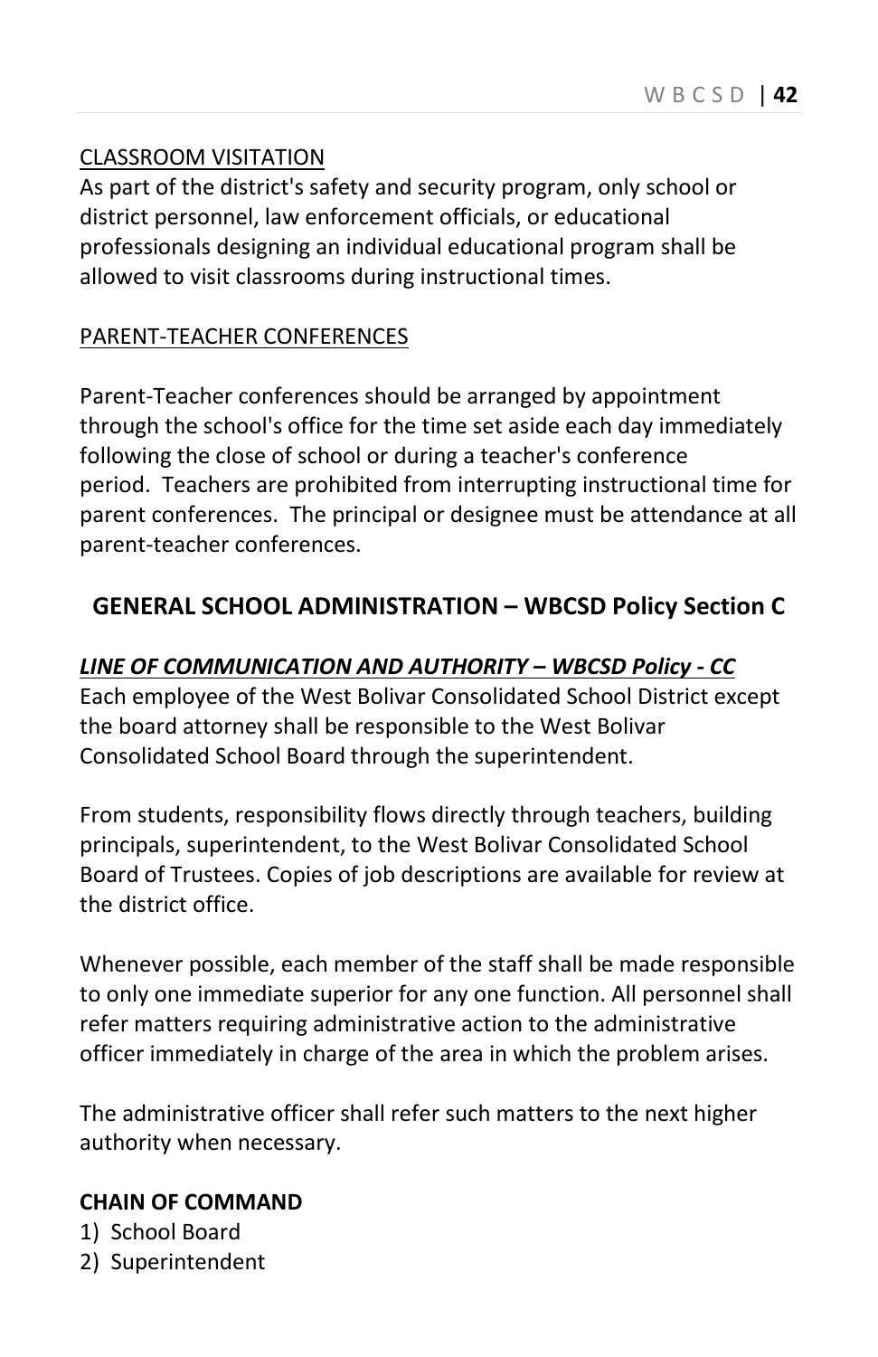CLASSROOM VISITATION

As part of the district's safety and security program, only school or district personnel, law enforcement officials, or educational professionals designing an individual educational program shall be allowed to visit classrooms during instructional times.

PARENT-TEACHER CONFERENCES

Parent-Teacher conferences should be arranged by appointment through the school's office for the time set aside each day immediately following the close of school or during a teacher's conference period. Teachers are prohibited from interrupting instructional time for parent conferences. The principal or designee must be attendance at all parent-teacher conferences.

## GENERAL SCHOOL ADMINISTRATION – WBCSD Policy Section C

***LINE OF COMMUNICATION AND AUTHORITY – WBCSD Policy - CC***

Each employee of the West Bolivar Consolidated School District except the board attorney shall be responsible to the West Bolivar Consolidated School Board through the superintendent.

From students, responsibility flows directly through teachers, building principals, superintendent, to the West Bolivar Consolidated School Board of Trustees. Copies of job descriptions are available for review at the district office.

Whenever possible, each member of the staff shall be made responsible to only one immediate superior for any one function. All personnel shall refer matters requiring administrative action to the administrative officer immediately in charge of the area in which the problem arises.

The administrative officer shall refer such matters to the next higher authority when necessary.

**CHAIN OF COMMAND**

1) School Board
2) Superintendent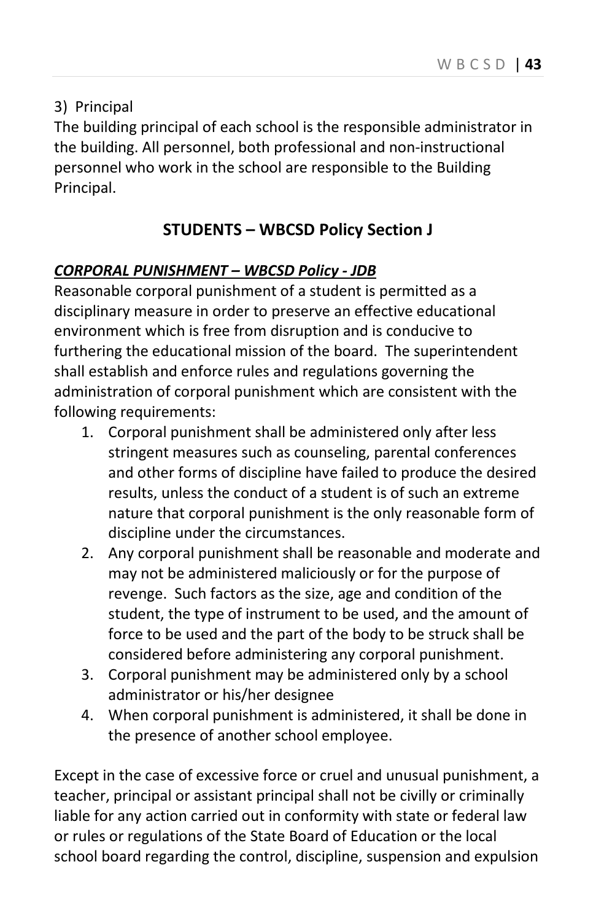3) Principal

The building principal of each school is the responsible administrator in the building. All personnel, both professional and non-instructional personnel who work in the school are responsible to the Building Principal.

## STUDENTS – WBCSD Policy Section J

***CORPORAL PUNISHMENT – WBCSD Policy - JDB***

Reasonable corporal punishment of a student is permitted as a disciplinary measure in order to preserve an effective educational environment which is free from disruption and is conducive to furthering the educational mission of the board. The superintendent shall establish and enforce rules and regulations governing the administration of corporal punishment which are consistent with the following requirements:

1. Corporal punishment shall be administered only after less stringent measures such as counseling, parental conferences and other forms of discipline have failed to produce the desired results, unless the conduct of a student is of such an extreme nature that corporal punishment is the only reasonable form of discipline under the circumstances.
2. Any corporal punishment shall be reasonable and moderate and may not be administered maliciously or for the purpose of revenge. Such factors as the size, age and condition of the student, the type of instrument to be used, and the amount of force to be used and the part of the body to be struck shall be considered before administering any corporal punishment.
3. Corporal punishment may be administered only by a school administrator or his/her designee
4. When corporal punishment is administered, it shall be done in the presence of another school employee.

Except in the case of excessive force or cruel and unusual punishment, a teacher, principal or assistant principal shall not be civilly or criminally liable for any action carried out in conformity with state or federal law or rules or regulations of the State Board of Education or the local school board regarding the control, discipline, suspension and expulsion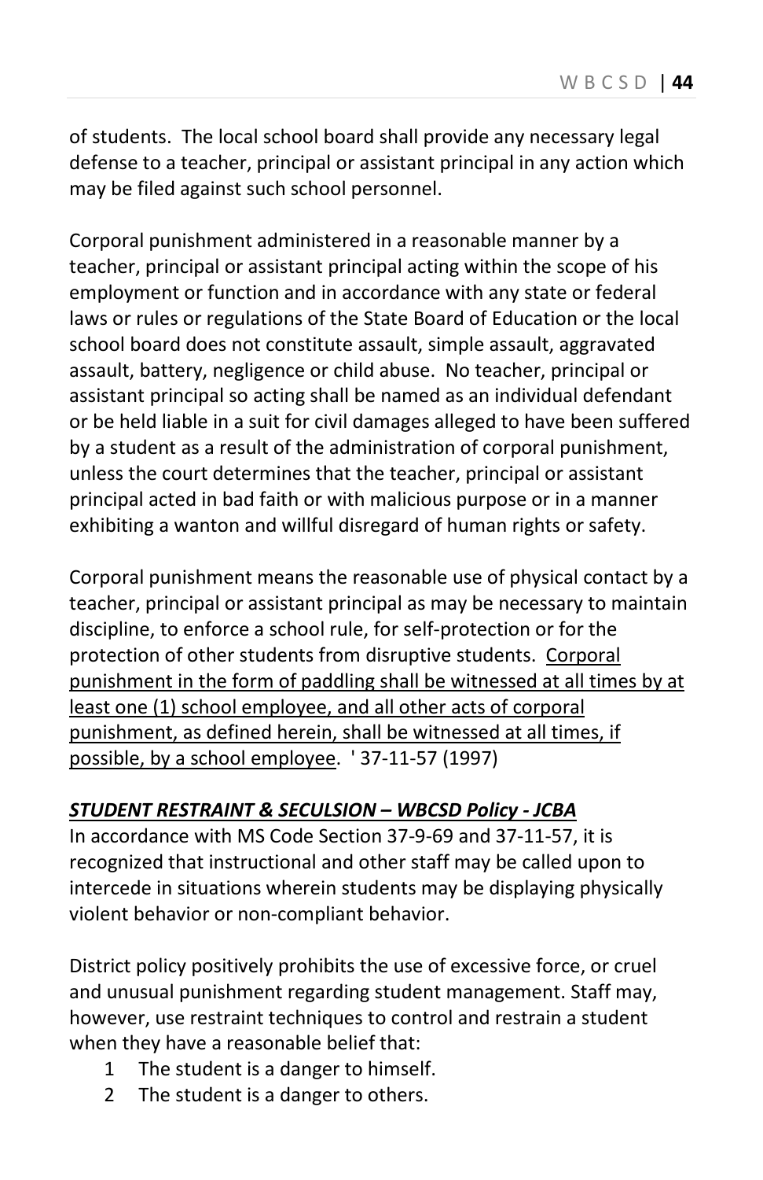of students. The local school board shall provide any necessary legal defense to a teacher, principal or assistant principal in any action which may be filed against such school personnel.

Corporal punishment administered in a reasonable manner by a teacher, principal or assistant principal acting within the scope of his employment or function and in accordance with any state or federal laws or rules or regulations of the State Board of Education or the local school board does not constitute assault, simple assault, aggravated assault, battery, negligence or child abuse. No teacher, principal or assistant principal so acting shall be named as an individual defendant or be held liable in a suit for civil damages alleged to have been suffered by a student as a result of the administration of corporal punishment, unless the court determines that the teacher, principal or assistant principal acted in bad faith or with malicious purpose or in a manner exhibiting a wanton and willful disregard of human rights or safety.

Corporal punishment means the reasonable use of physical contact by a teacher, principal or assistant principal as may be necessary to maintain discipline, to enforce a school rule, for self-protection or for the protection of other students from disruptive students. <u>Corporal punishment in the form of paddling shall be witnessed at all times by at least one (1) school employee, and all other acts of corporal punishment, as defined herein, shall be witnessed at all times, if possible, by a school employee</u>. ' 37-11-57 (1997)

***<u>STUDENT RESTRAINT & SECULSION – WBCSD Policy - JCBA</u>***

In accordance with MS Code Section 37-9-69 and 37-11-57, it is recognized that instructional and other staff may be called upon to intercede in situations wherein students may be displaying physically violent behavior or non-compliant behavior.

District policy positively prohibits the use of excessive force, or cruel and unusual punishment regarding student management. Staff may, however, use restraint techniques to control and restrain a student when they have a reasonable belief that:

1. The student is a danger to himself.
2. The student is a danger to others.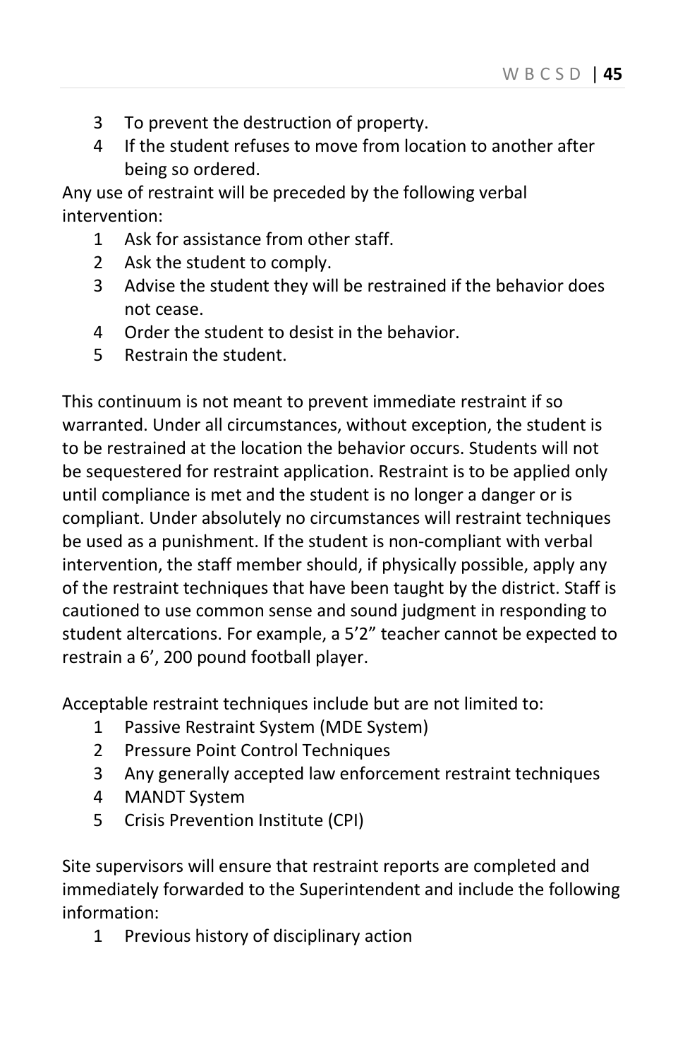3. To prevent the destruction of property.
4. If the student refuses to move from location to another after being so ordered.

Any use of restraint will be preceded by the following verbal intervention:

1. Ask for assistance from other staff.
2. Ask the student to comply.
3. Advise the student they will be restrained if the behavior does not cease.
4. Order the student to desist in the behavior.
5. Restrain the student.

This continuum is not meant to prevent immediate restraint if so warranted. Under all circumstances, without exception, the student is to be restrained at the location the behavior occurs. Students will not be sequestered for restraint application. Restraint is to be applied only until compliance is met and the student is no longer a danger or is compliant. Under absolutely no circumstances will restraint techniques be used as a punishment. If the student is non-compliant with verbal intervention, the staff member should, if physically possible, apply any of the restraint techniques that have been taught by the district. Staff is cautioned to use common sense and sound judgment in responding to student altercations. For example, a 5'2" teacher cannot be expected to restrain a 6', 200 pound football player.

Acceptable restraint techniques include but are not limited to:

1. Passive Restraint System (MDE System)
2. Pressure Point Control Techniques
3. Any generally accepted law enforcement restraint techniques
4. MANDT System
5. Crisis Prevention Institute (CPI)

Site supervisors will ensure that restraint reports are completed and immediately forwarded to the Superintendent and include the following information:

1. Previous history of disciplinary action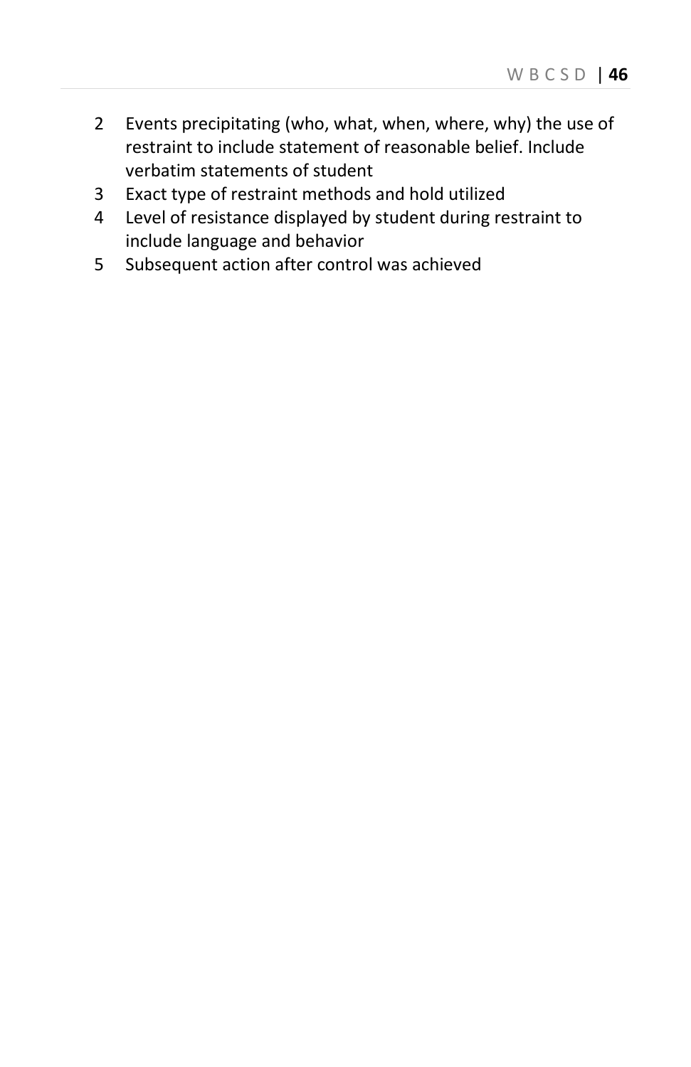2. Events precipitating (who, what, when, where, why) the use of restraint to include statement of reasonable belief. Include verbatim statements of student
3. Exact type of restraint methods and hold utilized
4. Level of resistance displayed by student during restraint to include language and behavior
5. Subsequent action after control was achieved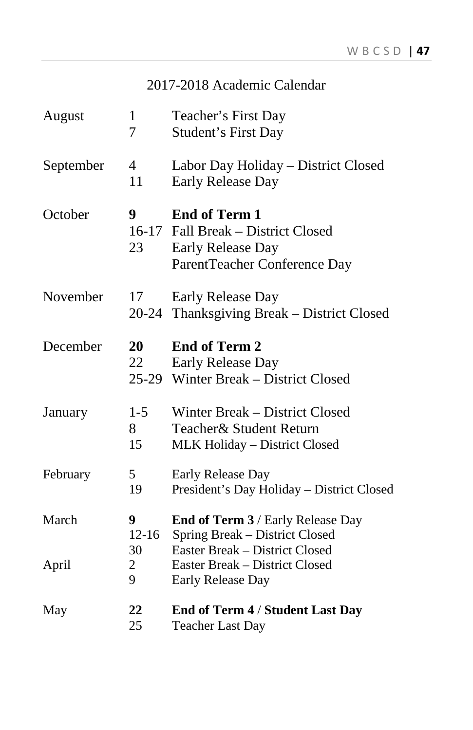## 2017-2018 Academic Calendar

| | | |
|---|---|---|
| August | 1 | Teacher's First Day |
| | 7 | Student's First Day |
| September | 4 | Labor Day Holiday – District Closed |
| | 11 | Early Release Day |
| October | **9** | **End of Term 1** |
| | 16-17 | Fall Break – District Closed |
| | 23 | Early Release Day |
| | | ParentTeacher Conference Day |
| November | 17 | Early Release Day |
| | 20-24 | Thanksgiving Break – District Closed |
| December | **20** | **End of Term 2** |
| | 22 | Early Release Day |
| | 25-29 | Winter Break – District Closed |
| January | 1-5 | Winter Break – District Closed |
| | 8 | Teacher& Student Return |
| | 15 | MLK Holiday – District Closed |
| February | 5 | Early Release Day |
| | 19 | President's Day Holiday – District Closed |
| March | **9** | **End of Term 3** / Early Release Day |
| | 12-16 | Spring Break – District Closed |
| | 30 | Easter Break – District Closed |
| April | 2 | Easter Break – District Closed |
| | 9 | Early Release Day |
| May | **22** | **End of Term 4** / **Student Last Day** |
| | 25 | Teacher Last Day |